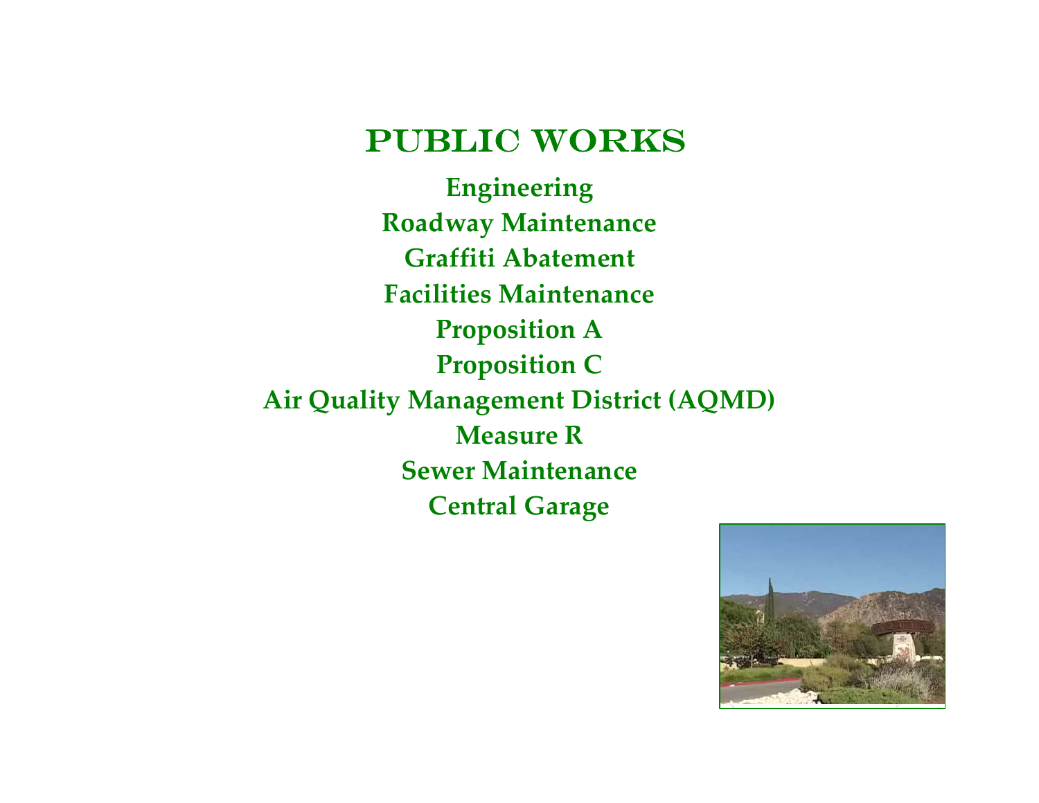# PUBLIC WORKS

**Engineering**

**Roadway Maintenance**

**Graffiti Abatement**

**Facilities Maintenance**

**Proposition A**

**Proposition C**

**Air Quality Management District (AQMD)**

**Measure R**

**Sewer Maintenance**

**Central Garage**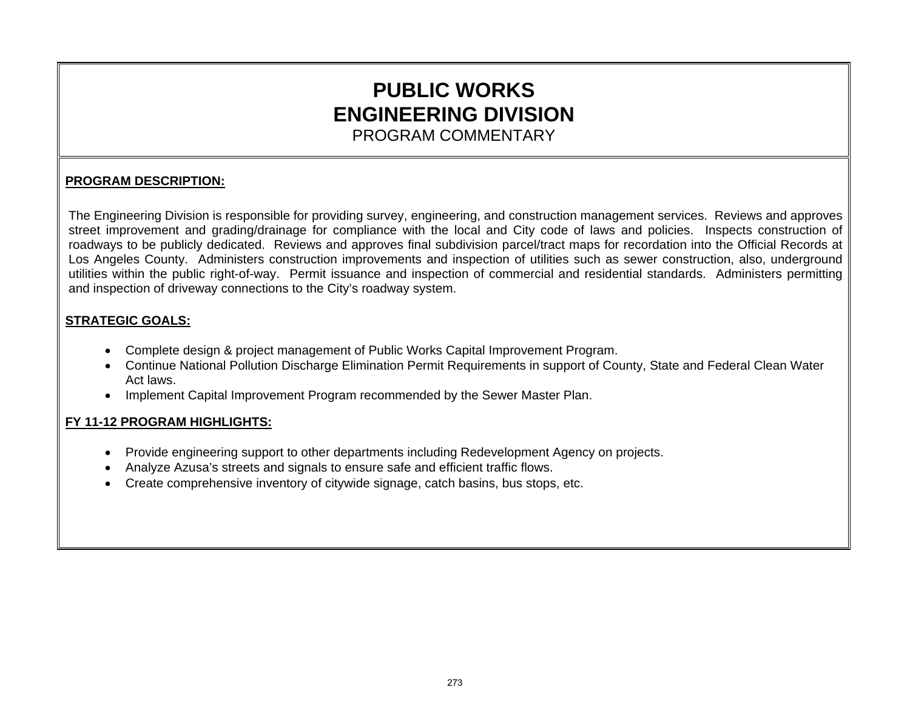# PUBLIC WORKS
# ENGINEERING DIVISION
PROGRAM COMMENTARY

**PROGRAM DESCRIPTION:**

The Engineering Division is responsible for providing survey, engineering, and construction management services. Reviews and approves street improvement and grading/drainage for compliance with the local and City code of laws and policies. Inspects construction of roadways to be publicly dedicated. Reviews and approves final subdivision parcel/tract maps for recordation into the Official Records at Los Angeles County. Administers construction improvements and inspection of utilities such as sewer construction, also, underground utilities within the public right-of-way. Permit issuance and inspection of commercial and residential standards. Administers permitting and inspection of driveway connections to the City's roadway system.

**STRATEGIC GOALS:**

- Complete design & project management of Public Works Capital Improvement Program.
- Continue National Pollution Discharge Elimination Permit Requirements in support of County, State and Federal Clean Water Act laws.
- Implement Capital Improvement Program recommended by the Sewer Master Plan.

**FY 11-12 PROGRAM HIGHLIGHTS:**

- Provide engineering support to other departments including Redevelopment Agency on projects.
- Analyze Azusa's streets and signals to ensure safe and efficient traffic flows.
- Create comprehensive inventory of citywide signage, catch basins, bus stops, etc.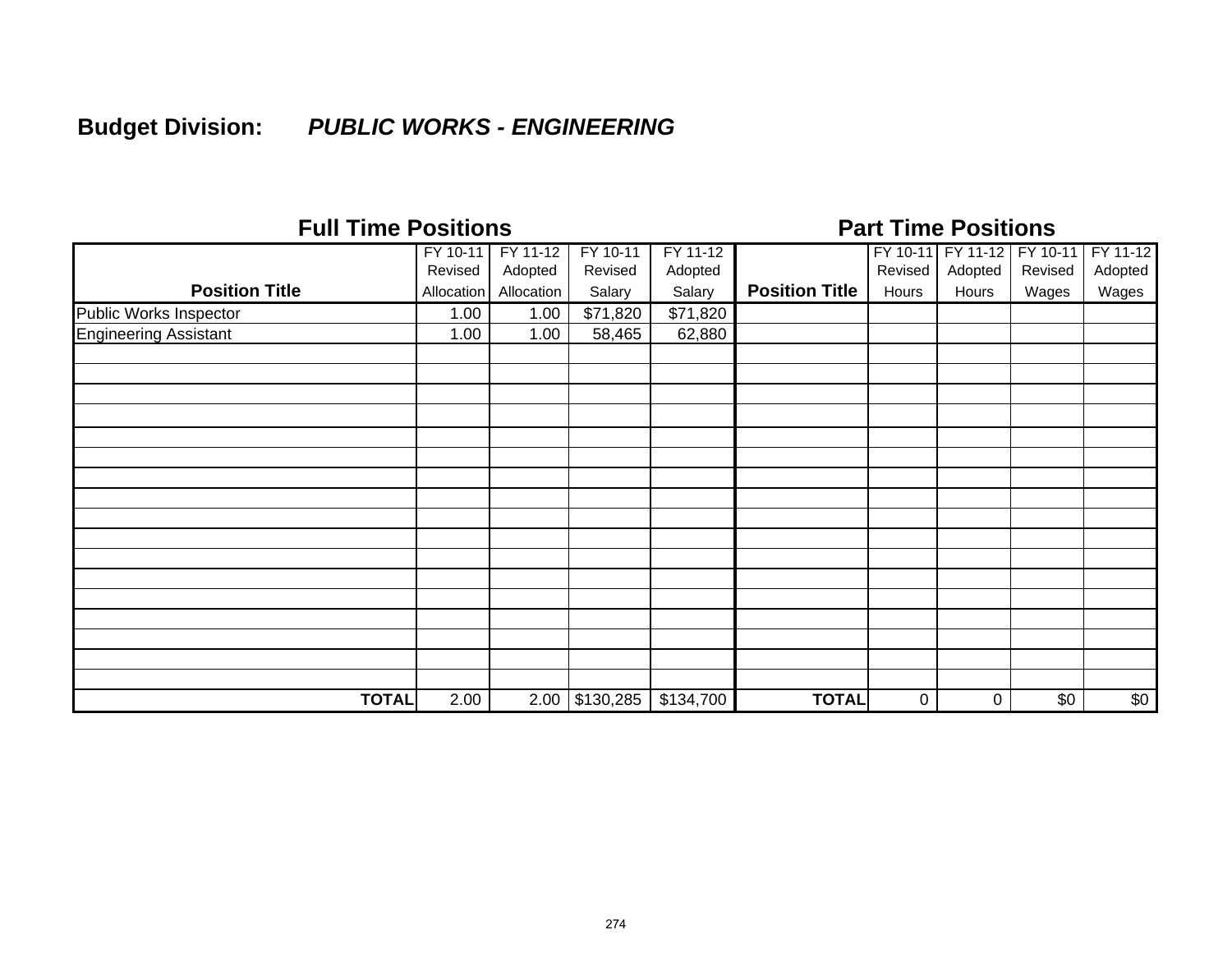**Budget Division:** ***PUBLIC WORKS - ENGINEERING***

| **Full Time Positions** | | | | | **Part Time Positions** | | | | |
|---|---|---|---|---|---|---|---|---|---|
| **Position Title** | FY 10-11 Revised Allocation | FY 11-12 Adopted Allocation | FY 10-11 Revised Salary | FY 11-12 Adopted Salary | **Position Title** | FY 10-11 Revised Hours | FY 11-12 Adopted Hours | FY 10-11 Revised Wages | FY 11-12 Adopted Wages |
| Public Works Inspector | 1.00 | 1.00 | $71,820 | $71,820 | | | | | |
| Engineering Assistant | 1.00 | 1.00 | 58,465 | 62,880 | | | | | |
| | | | | | | | | | |
| | | | | | | | | | |
| | | | | | | | | | |
| | | | | | | | | | |
| | | | | | | | | | |
| | | | | | | | | | |
| | | | | | | | | | |
| | | | | | | | | | |
| | | | | | | | | | |
| | | | | | | | | | |
| | | | | | | | | | |
| | | | | | | | | | |
| | | | | | | | | | |
| | | | | | | | | | |
| | | | | | | | | | |
| | | | | | | | | | |
| | | | | | | | | | |
| **TOTAL** | 2.00 | 2.00 | $130,285 | $134,700 | **TOTAL** | 0 | 0 | $0 | $0 |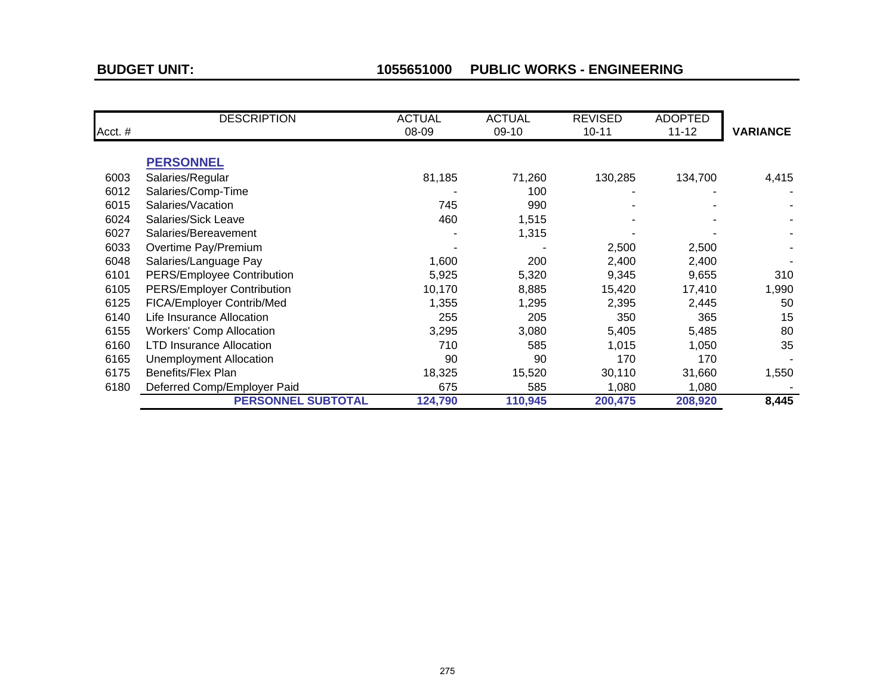**BUDGET UNIT:** **1055651000 PUBLIC WORKS - ENGINEERING**

| Acct. # | DESCRIPTION | ACTUAL 08-09 | ACTUAL 09-10 | REVISED 10-11 | ADOPTED 11-12 | VARIANCE |
|---|---|---|---|---|---|---|
| | **PERSONNEL** | | | | | |
| 6003 | Salaries/Regular | 81,185 | 71,260 | 130,285 | 134,700 | 4,415 |
| 6012 | Salaries/Comp-Time | - | 100 | - | - | - |
| 6015 | Salaries/Vacation | 745 | 990 | - | - | - |
| 6024 | Salaries/Sick Leave | 460 | 1,515 | - | - | - |
| 6027 | Salaries/Bereavement | - | 1,315 | - | - | - |
| 6033 | Overtime Pay/Premium | - | - | 2,500 | 2,500 | - |
| 6048 | Salaries/Language Pay | 1,600 | 200 | 2,400 | 2,400 | - |
| 6101 | PERS/Employee Contribution | 5,925 | 5,320 | 9,345 | 9,655 | 310 |
| 6105 | PERS/Employer Contribution | 10,170 | 8,885 | 15,420 | 17,410 | 1,990 |
| 6125 | FICA/Employer Contrib/Med | 1,355 | 1,295 | 2,395 | 2,445 | 50 |
| 6140 | Life Insurance Allocation | 255 | 205 | 350 | 365 | 15 |
| 6155 | Workers' Comp Allocation | 3,295 | 3,080 | 5,405 | 5,485 | 80 |
| 6160 | LTD Insurance Allocation | 710 | 585 | 1,015 | 1,050 | 35 |
| 6165 | Unemployment Allocation | 90 | 90 | 170 | 170 | - |
| 6175 | Benefits/Flex Plan | 18,325 | 15,520 | 30,110 | 31,660 | 1,550 |
| 6180 | Deferred Comp/Employer Paid | 675 | 585 | 1,080 | 1,080 | - |
| | **PERSONNEL SUBTOTAL** | **124,790** | **110,945** | **200,475** | **208,920** | **8,445** |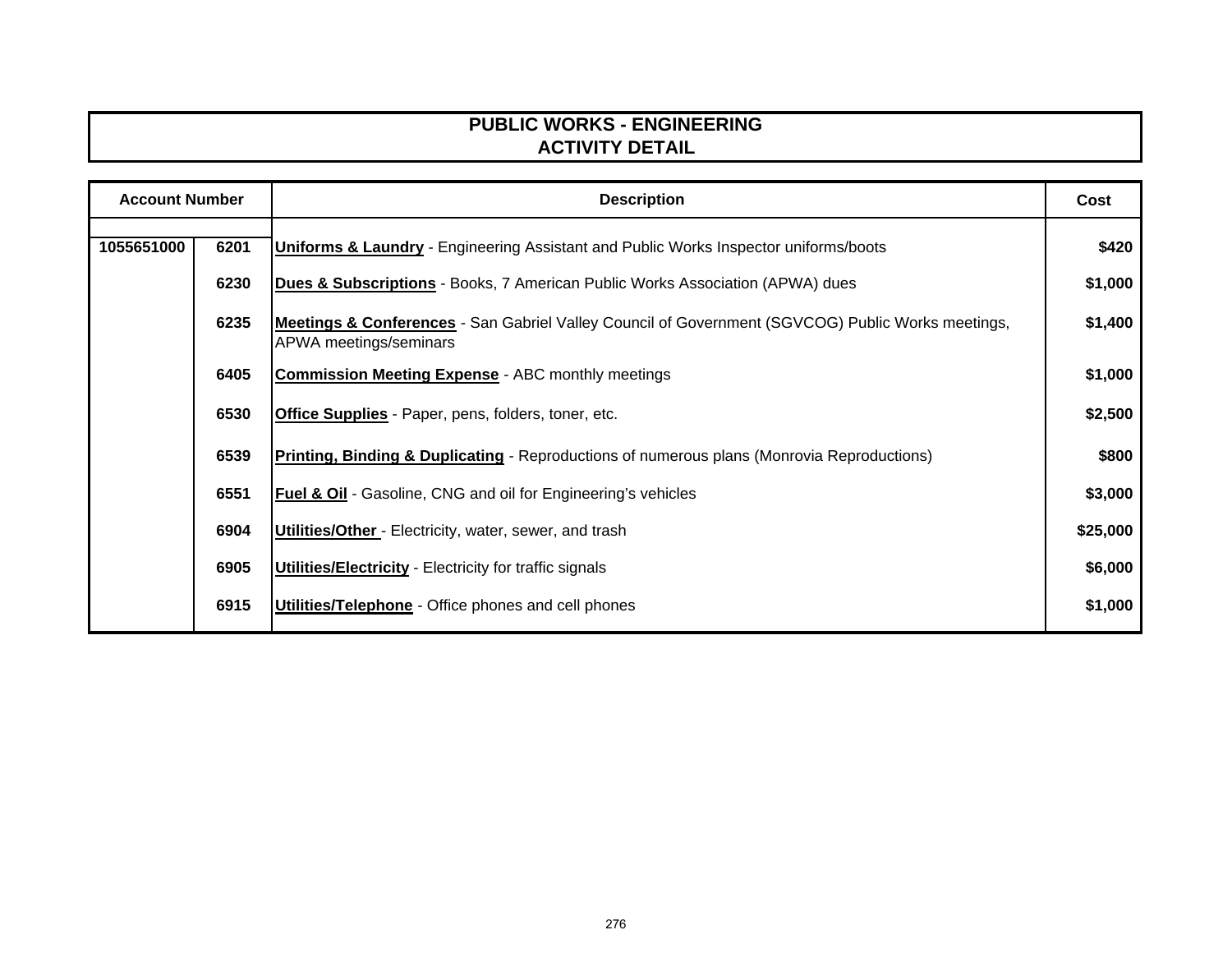# PUBLIC WORKS - ENGINEERING
## ACTIVITY DETAIL

| Account Number | | Description | Cost |
|---|---|---|---|
| 1055651000 | 6201 | **Uniforms & Laundry** - Engineering Assistant and Public Works Inspector uniforms/boots | $420 |
| | 6230 | **Dues & Subscriptions** - Books, 7 American Public Works Association (APWA) dues | $1,000 |
| | 6235 | **Meetings & Conferences** - San Gabriel Valley Council of Government (SGVCOG) Public Works meetings, APWA meetings/seminars | $1,400 |
| | 6405 | **Commission Meeting Expense** - ABC monthly meetings | $1,000 |
| | 6530 | **Office Supplies** - Paper, pens, folders, toner, etc. | $2,500 |
| | 6539 | **Printing, Binding & Duplicating** - Reproductions of numerous plans (Monrovia Reproductions) | $800 |
| | 6551 | **Fuel & Oil** - Gasoline, CNG and oil for Engineering's vehicles | $3,000 |
| | 6904 | **Utilities/Other** - Electricity, water, sewer, and trash | $25,000 |
| | 6905 | **Utilities/Electricity** - Electricity for traffic signals | $6,000 |
| | 6915 | **Utilities/Telephone** - Office phones and cell phones | $1,000 |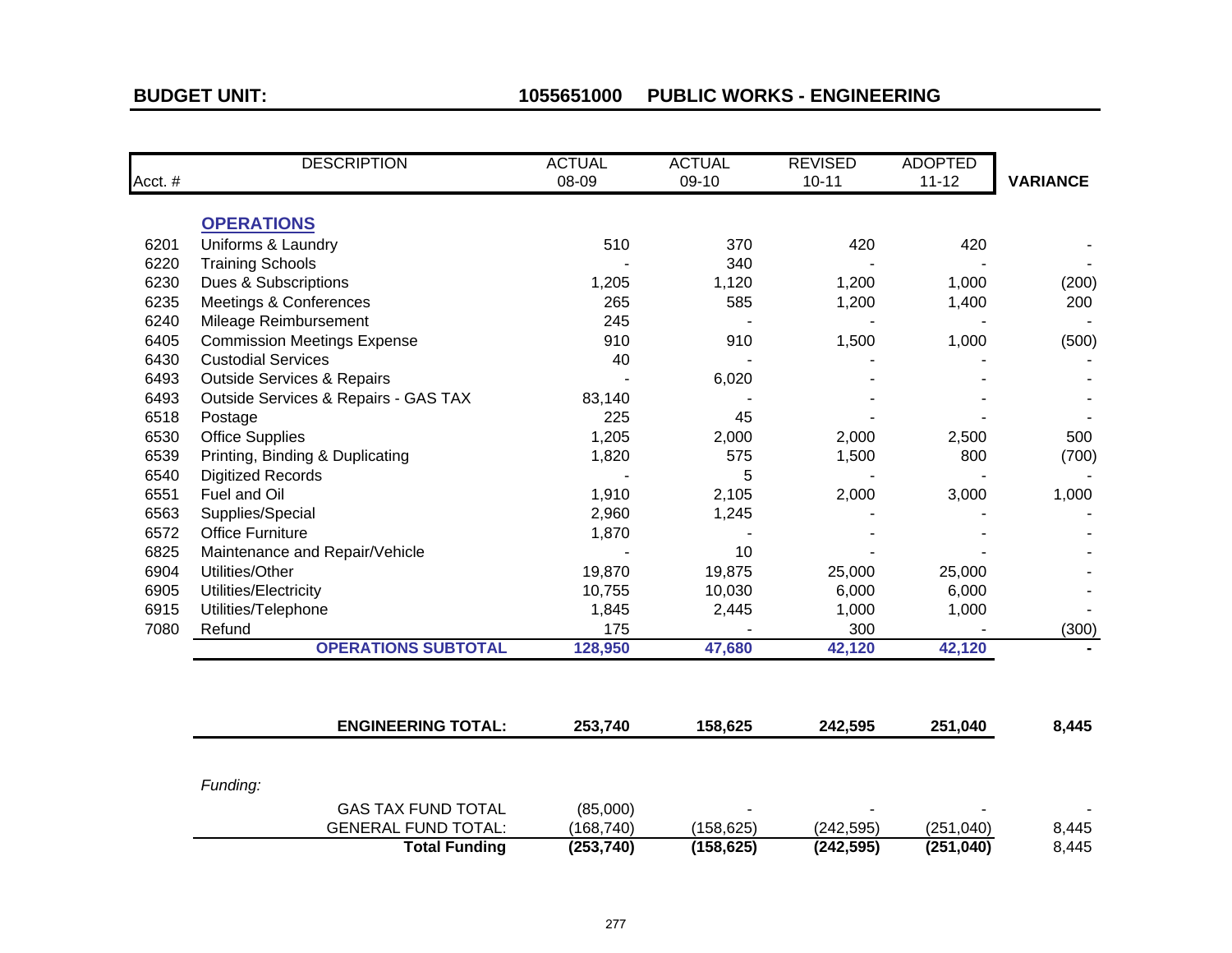**BUDGET UNIT:** **1055651000 PUBLIC WORKS - ENGINEERING**

| Acct. # | DESCRIPTION | ACTUAL 08-09 | ACTUAL 09-10 | REVISED 10-11 | ADOPTED 11-12 | VARIANCE |
|---|---|---|---|---|---|---|
| | **OPERATIONS** | | | | | |
| 6201 | Uniforms & Laundry | 510 | 370 | 420 | 420 | - |
| 6220 | Training Schools | - | 340 | - | - | - |
| 6230 | Dues & Subscriptions | 1,205 | 1,120 | 1,200 | 1,000 | (200) |
| 6235 | Meetings & Conferences | 265 | 585 | 1,200 | 1,400 | 200 |
| 6240 | Mileage Reimbursement | 245 | - | - | - | - |
| 6405 | Commission Meetings Expense | 910 | 910 | 1,500 | 1,000 | (500) |
| 6430 | Custodial Services | 40 | - | - | - | - |
| 6493 | Outside Services & Repairs | - | 6,020 | - | - | - |
| 6493 | Outside Services & Repairs - GAS TAX | 83,140 | - | - | - | - |
| 6518 | Postage | 225 | 45 | - | - | - |
| 6530 | Office Supplies | 1,205 | 2,000 | 2,000 | 2,500 | 500 |
| 6539 | Printing, Binding & Duplicating | 1,820 | 575 | 1,500 | 800 | (700) |
| 6540 | Digitized Records | - | 5 | - | - | - |
| 6551 | Fuel and Oil | 1,910 | 2,105 | 2,000 | 3,000 | 1,000 |
| 6563 | Supplies/Special | 2,960 | 1,245 | - | - | - |
| 6572 | Office Furniture | 1,870 | - | - | - | - |
| 6825 | Maintenance and Repair/Vehicle | - | 10 | - | - | - |
| 6904 | Utilities/Other | 19,870 | 19,875 | 25,000 | 25,000 | - |
| 6905 | Utilities/Electricity | 10,755 | 10,030 | 6,000 | 6,000 | - |
| 6915 | Utilities/Telephone | 1,845 | 2,445 | 1,000 | 1,000 | - |
| 7080 | Refund | 175 | - | 300 | - | (300) |
| | **OPERATIONS SUBTOTAL** | **128,950** | **47,680** | **42,120** | **42,120** | **-** |
| | | | | | | |
| | **ENGINEERING TOTAL:** | **253,740** | **158,625** | **242,595** | **251,040** | **8,445** |
| | | | | | | |
| | *Funding:* | | | | | |
| | GAS TAX FUND TOTAL | (85,000) | - | - | - | - |
| | GENERAL FUND TOTAL: | (168,740) | (158,625) | (242,595) | (251,040) | 8,445 |
| | **Total Funding** | **(253,740)** | **(158,625)** | **(242,595)** | **(251,040)** | 8,445 |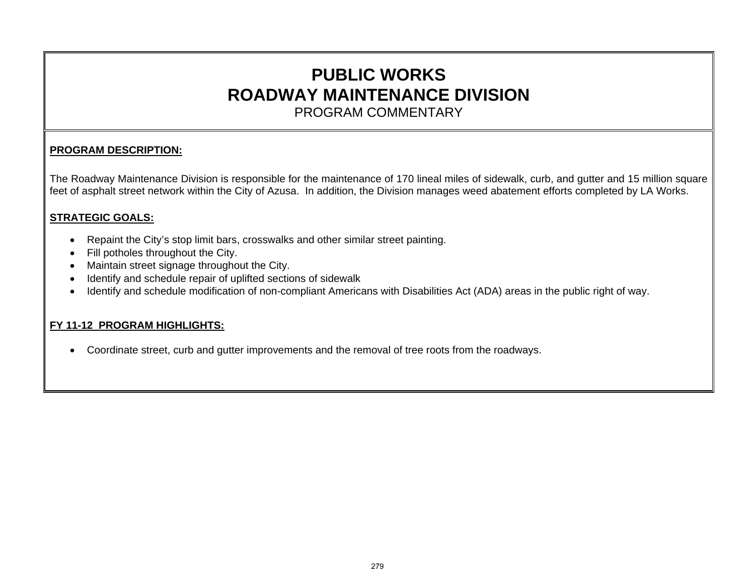# PUBLIC WORKS
# ROADWAY MAINTENANCE DIVISION
PROGRAM COMMENTARY

**PROGRAM DESCRIPTION:**

The Roadway Maintenance Division is responsible for the maintenance of 170 lineal miles of sidewalk, curb, and gutter and 15 million square feet of asphalt street network within the City of Azusa. In addition, the Division manages weed abatement efforts completed by LA Works.

**STRATEGIC GOALS:**

- Repaint the City's stop limit bars, crosswalks and other similar street painting.
- Fill potholes throughout the City.
- Maintain street signage throughout the City.
- Identify and schedule repair of uplifted sections of sidewalk
- Identify and schedule modification of non-compliant Americans with Disabilities Act (ADA) areas in the public right of way.

**FY 11-12 PROGRAM HIGHLIGHTS:**

- Coordinate street, curb and gutter improvements and the removal of tree roots from the roadways.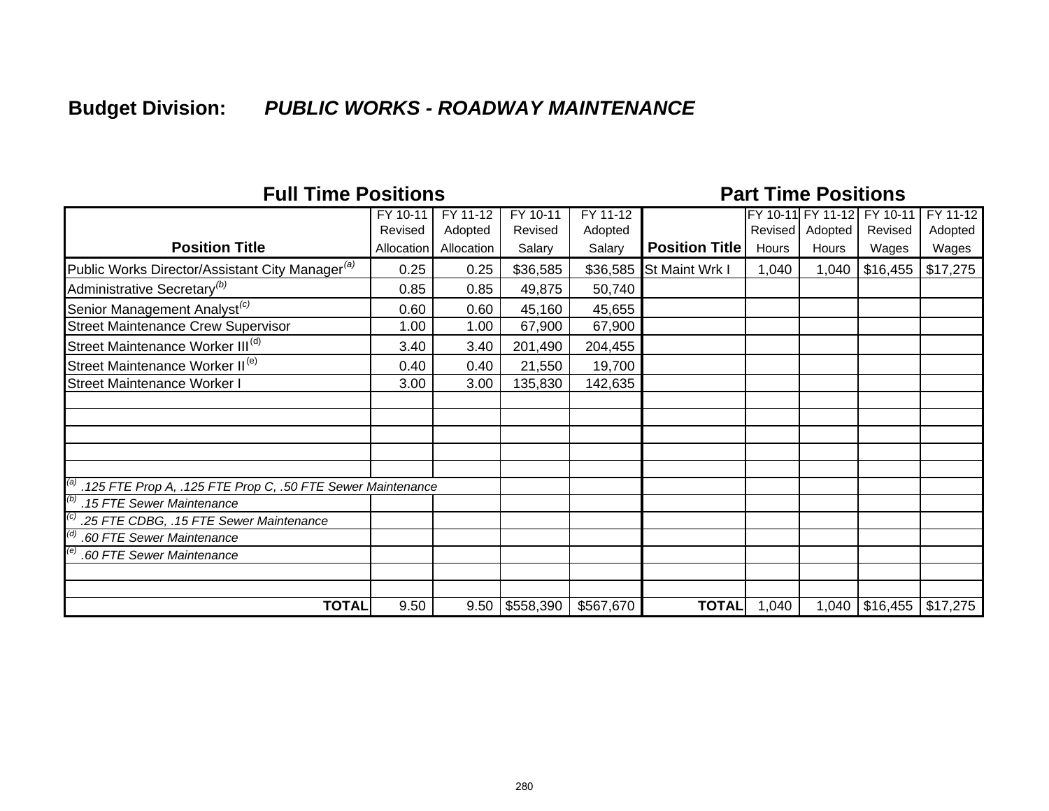**Budget Division:** ***PUBLIC WORKS - ROADWAY MAINTENANCE***

| Full Time Positions | | | | | Part Time Positions | | | | |
|---|---|---|---|---|---|---|---|---|---|
| **Position Title** | FY 10-11 Revised Allocation | FY 11-12 Adopted Allocation | FY 10-11 Revised Salary | FY 11-12 Adopted Salary | **Position Title** | FY 10-11 Revised Hours | FY 11-12 Adopted Hours | FY 10-11 Revised Wages | FY 11-12 Adopted Wages |
| Public Works Director/Assistant City Manager[(a)] | 0.25 | 0.25 | $36,585 | $36,585 | St Maint Wrk I | 1,040 | 1,040 | $16,455 | $17,275 |
| Administrative Secretary[(b)] | 0.85 | 0.85 | 49,875 | 50,740 | | | | | |
| Senior Management Analyst[(c)] | 0.60 | 0.60 | 45,160 | 45,655 | | | | | |
| Street Maintenance Crew Supervisor | 1.00 | 1.00 | 67,900 | 67,900 | | | | | |
| Street Maintenance Worker III[(d)] | 3.40 | 3.40 | 201,490 | 204,455 | | | | | |
| Street Maintenance Worker II[(e)] | 0.40 | 0.40 | 21,550 | 19,700 | | | | | |
| Street Maintenance Worker I | 3.00 | 3.00 | 135,830 | 142,635 | | | | | |
| *[(a)] .125 FTE Prop A, .125 FTE Prop C, .50 FTE Sewer Maintenance* | | | | | | | | | |
| *[(b)] .15 FTE Sewer Maintenance* | | | | | | | | | |
| *[(c)] .25 FTE CDBG, .15 FTE Sewer Maintenance* | | | | | | | | | |
| *[(d)] .60 FTE Sewer Maintenance* | | | | | | | | | |
| *[(e)] .60 FTE Sewer Maintenance* | | | | | | | | | |
| **TOTAL** | 9.50 | 9.50 | $558,390 | $567,670 | **TOTAL** | 1,040 | 1,040 | $16,455 | $17,275 |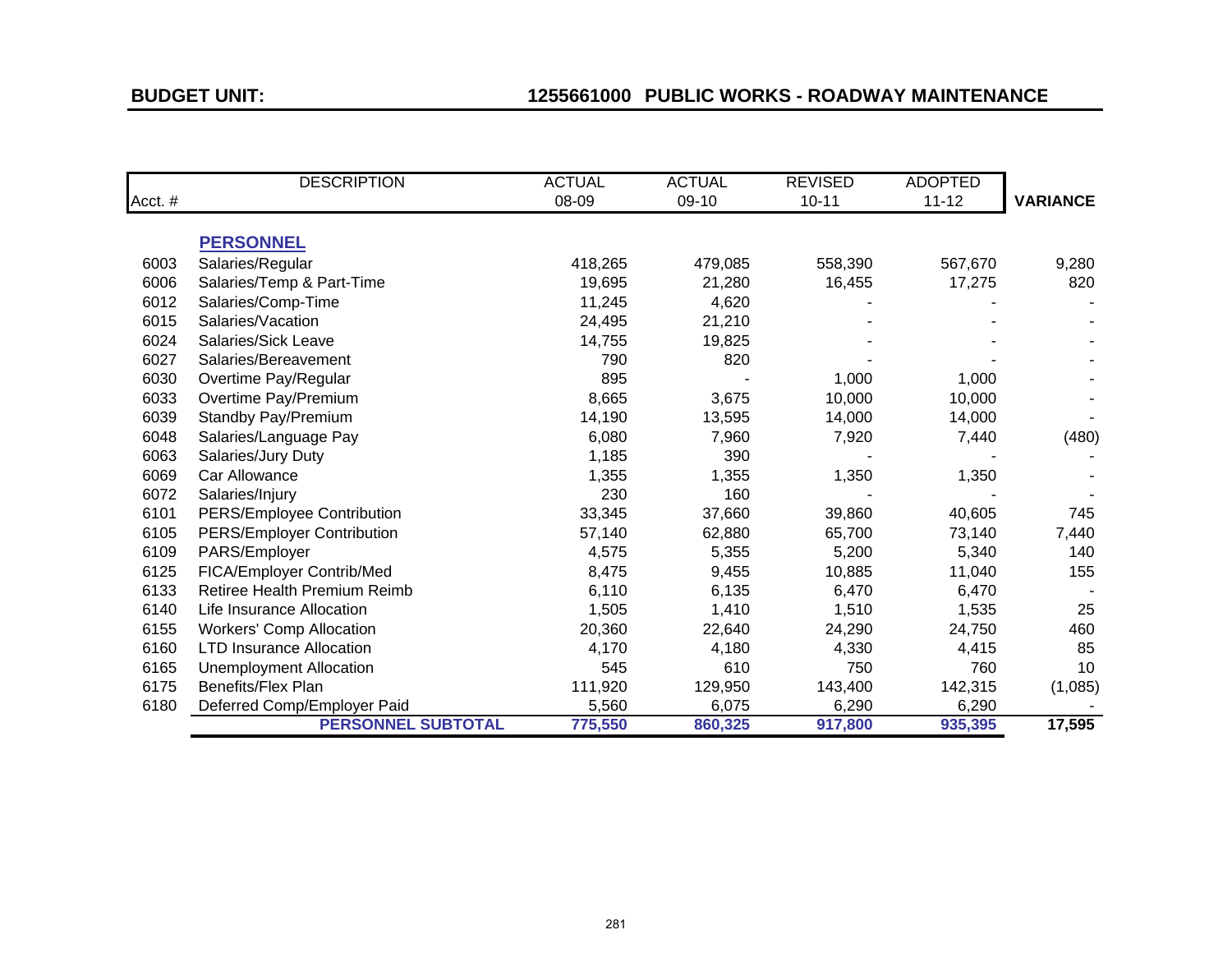**BUDGET UNIT:** **1255661000 PUBLIC WORKS - ROADWAY MAINTENANCE**

| Acct. # | DESCRIPTION | ACTUAL 08-09 | ACTUAL 09-10 | REVISED 10-11 | ADOPTED 11-12 | VARIANCE |
|---|---|---|---|---|---|---|
| | **PERSONNEL** | | | | | |
| 6003 | Salaries/Regular | 418,265 | 479,085 | 558,390 | 567,670 | 9,280 |
| 6006 | Salaries/Temp & Part-Time | 19,695 | 21,280 | 16,455 | 17,275 | 820 |
| 6012 | Salaries/Comp-Time | 11,245 | 4,620 | - | - | - |
| 6015 | Salaries/Vacation | 24,495 | 21,210 | - | - | - |
| 6024 | Salaries/Sick Leave | 14,755 | 19,825 | - | - | - |
| 6027 | Salaries/Bereavement | 790 | 820 | - | - | - |
| 6030 | Overtime Pay/Regular | 895 | - | 1,000 | 1,000 | - |
| 6033 | Overtime Pay/Premium | 8,665 | 3,675 | 10,000 | 10,000 | - |
| 6039 | Standby Pay/Premium | 14,190 | 13,595 | 14,000 | 14,000 | - |
| 6048 | Salaries/Language Pay | 6,080 | 7,960 | 7,920 | 7,440 | (480) |
| 6063 | Salaries/Jury Duty | 1,185 | 390 | - | - | - |
| 6069 | Car Allowance | 1,355 | 1,355 | 1,350 | 1,350 | - |
| 6072 | Salaries/Injury | 230 | 160 | - | - | - |
| 6101 | PERS/Employee Contribution | 33,345 | 37,660 | 39,860 | 40,605 | 745 |
| 6105 | PERS/Employer Contribution | 57,140 | 62,880 | 65,700 | 73,140 | 7,440 |
| 6109 | PARS/Employer | 4,575 | 5,355 | 5,200 | 5,340 | 140 |
| 6125 | FICA/Employer Contrib/Med | 8,475 | 9,455 | 10,885 | 11,040 | 155 |
| 6133 | Retiree Health Premium Reimb | 6,110 | 6,135 | 6,470 | 6,470 | - |
| 6140 | Life Insurance Allocation | 1,505 | 1,410 | 1,510 | 1,535 | 25 |
| 6155 | Workers' Comp Allocation | 20,360 | 22,640 | 24,290 | 24,750 | 460 |
| 6160 | LTD Insurance Allocation | 4,170 | 4,180 | 4,330 | 4,415 | 85 |
| 6165 | Unemployment Allocation | 545 | 610 | 750 | 760 | 10 |
| 6175 | Benefits/Flex Plan | 111,920 | 129,950 | 143,400 | 142,315 | (1,085) |
| 6180 | Deferred Comp/Employer Paid | 5,560 | 6,075 | 6,290 | 6,290 | - |
| | **PERSONNEL SUBTOTAL** | **775,550** | **860,325** | **917,800** | **935,395** | **17,595** |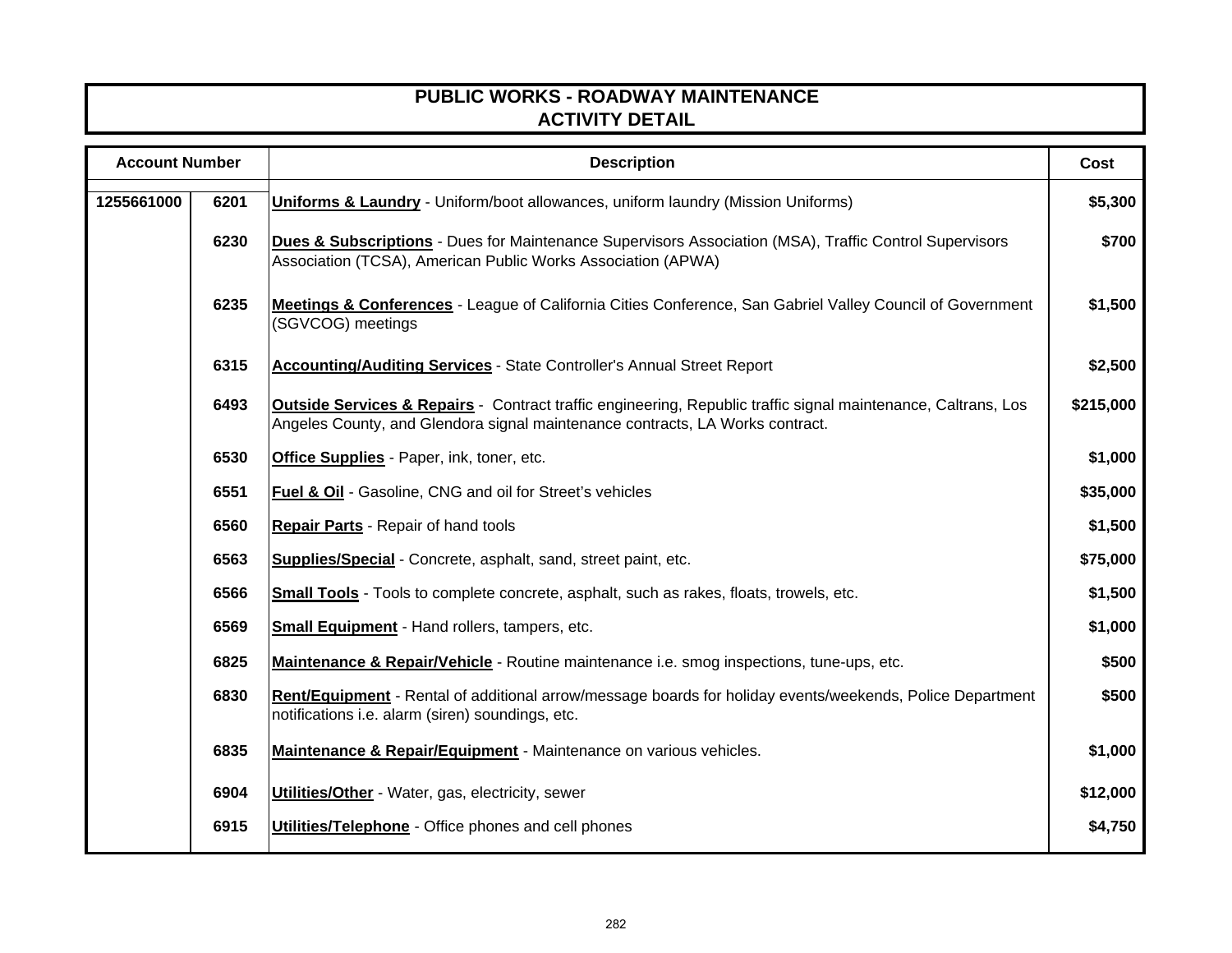# PUBLIC WORKS - ROADWAY MAINTENANCE
## ACTIVITY DETAIL

| Account Number | | Description | Cost |
|---|---|---|---|
| 1255661000 | 6201 | **Uniforms & Laundry** - Uniform/boot allowances, uniform laundry (Mission Uniforms) | $5,300 |
| | 6230 | **Dues & Subscriptions** - Dues for Maintenance Supervisors Association (MSA), Traffic Control Supervisors Association (TCSA), American Public Works Association (APWA) | $700 |
| | 6235 | **Meetings & Conferences** - League of California Cities Conference, San Gabriel Valley Council of Government (SGVCOG) meetings | $1,500 |
| | 6315 | **Accounting/Auditing Services** - State Controller's Annual Street Report | $2,500 |
| | 6493 | **Outside Services & Repairs** - Contract traffic engineering, Republic traffic signal maintenance, Caltrans, Los Angeles County, and Glendora signal maintenance contracts, LA Works contract. | $215,000 |
| | 6530 | **Office Supplies** - Paper, ink, toner, etc. | $1,000 |
| | 6551 | **Fuel & Oil** - Gasoline, CNG and oil for Street's vehicles | $35,000 |
| | 6560 | **Repair Parts** - Repair of hand tools | $1,500 |
| | 6563 | **Supplies/Special** - Concrete, asphalt, sand, street paint, etc. | $75,000 |
| | 6566 | **Small Tools** - Tools to complete concrete, asphalt, such as rakes, floats, trowels, etc. | $1,500 |
| | 6569 | **Small Equipment** - Hand rollers, tampers, etc. | $1,000 |
| | 6825 | **Maintenance & Repair/Vehicle** - Routine maintenance i.e. smog inspections, tune-ups, etc. | $500 |
| | 6830 | **Rent/Equipment** - Rental of additional arrow/message boards for holiday events/weekends, Police Department notifications i.e. alarm (siren) soundings, etc. | $500 |
| | 6835 | **Maintenance & Repair/Equipment** - Maintenance on various vehicles. | $1,000 |
| | 6904 | **Utilities/Other** - Water, gas, electricity, sewer | $12,000 |
| | 6915 | **Utilities/Telephone** - Office phones and cell phones | $4,750 |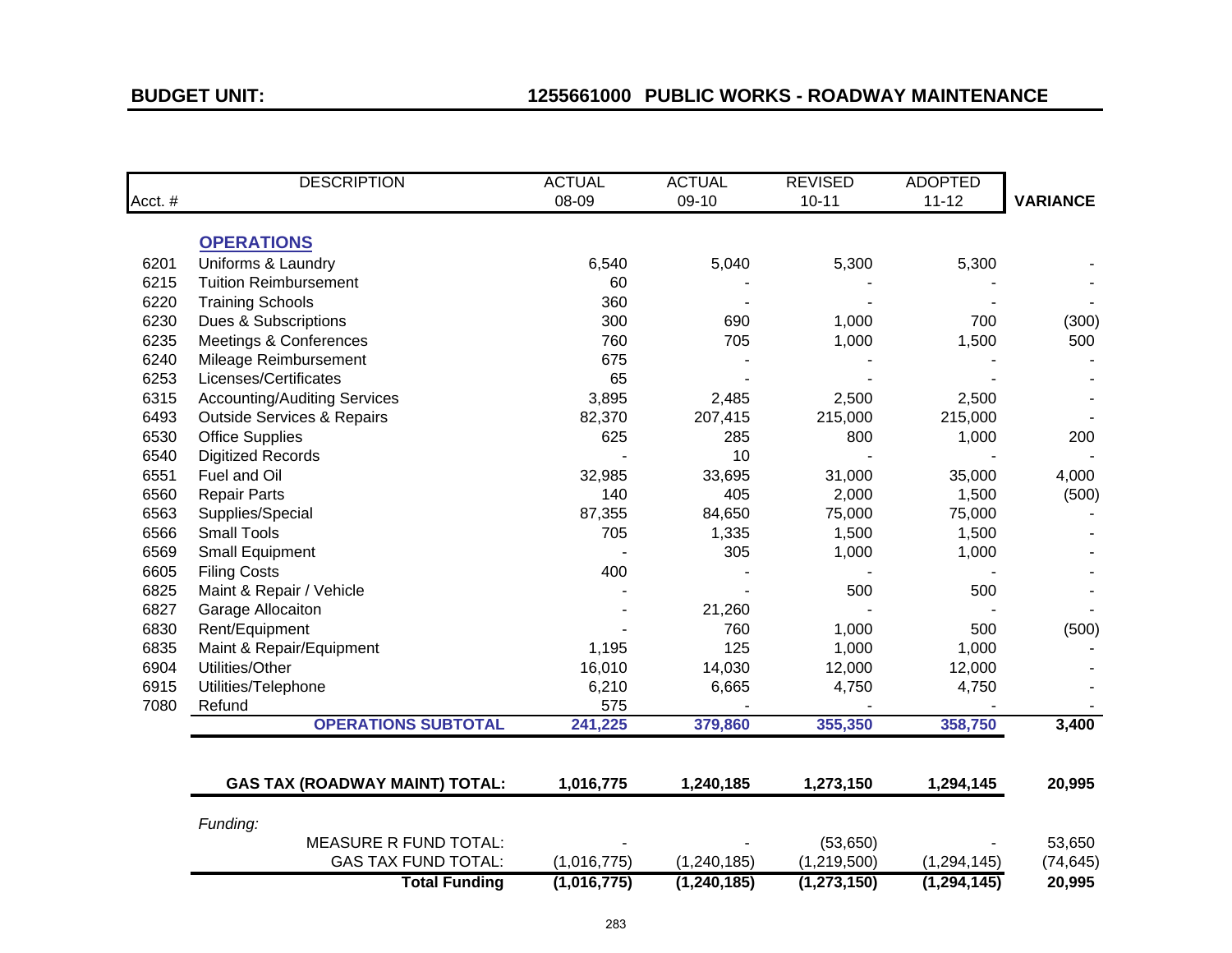**BUDGET UNIT:** **1255661000 PUBLIC WORKS - ROADWAY MAINTENANCE**

| Acct. # | DESCRIPTION | ACTUAL 08-09 | ACTUAL 09-10 | REVISED 10-11 | ADOPTED 11-12 | VARIANCE |
|---|---|---|---|---|---|---|
| | **OPERATIONS** | | | | | |
| 6201 | Uniforms & Laundry | 6,540 | 5,040 | 5,300 | 5,300 | - |
| 6215 | Tuition Reimbursement | 60 | - | - | - | - |
| 6220 | Training Schools | 360 | - | - | - | - |
| 6230 | Dues & Subscriptions | 300 | 690 | 1,000 | 700 | (300) |
| 6235 | Meetings & Conferences | 760 | 705 | 1,000 | 1,500 | 500 |
| 6240 | Mileage Reimbursement | 675 | - | - | - | - |
| 6253 | Licenses/Certificates | 65 | - | - | - | - |
| 6315 | Accounting/Auditing Services | 3,895 | 2,485 | 2,500 | 2,500 | - |
| 6493 | Outside Services & Repairs | 82,370 | 207,415 | 215,000 | 215,000 | - |
| 6530 | Office Supplies | 625 | 285 | 800 | 1,000 | 200 |
| 6540 | Digitized Records | - | 10 | - | - | - |
| 6551 | Fuel and Oil | 32,985 | 33,695 | 31,000 | 35,000 | 4,000 |
| 6560 | Repair Parts | 140 | 405 | 2,000 | 1,500 | (500) |
| 6563 | Supplies/Special | 87,355 | 84,650 | 75,000 | 75,000 | - |
| 6566 | Small Tools | 705 | 1,335 | 1,500 | 1,500 | - |
| 6569 | Small Equipment | - | 305 | 1,000 | 1,000 | - |
| 6605 | Filing Costs | 400 | - | - | - | - |
| 6825 | Maint & Repair / Vehicle | - | - | 500 | 500 | - |
| 6827 | Garage Allocaiton | - | 21,260 | - | - | - |
| 6830 | Rent/Equipment | - | 760 | 1,000 | 500 | (500) |
| 6835 | Maint & Repair/Equipment | 1,195 | 125 | 1,000 | 1,000 | - |
| 6904 | Utilities/Other | 16,010 | 14,030 | 12,000 | 12,000 | - |
| 6915 | Utilities/Telephone | 6,210 | 6,665 | 4,750 | 4,750 | - |
| 7080 | Refund | 575 | - | - | - | - |
| | **OPERATIONS SUBTOTAL** | **241,225** | **379,860** | **355,350** | **358,750** | **3,400** |
| | | | | | | |
| | **GAS TAX (ROADWAY MAINT) TOTAL:** | **1,016,775** | **1,240,185** | **1,273,150** | **1,294,145** | **20,995** |
| | *Funding:* | | | | | |
| | MEASURE R FUND TOTAL: | - | - | (53,650) | - | 53,650 |
| | GAS TAX FUND TOTAL: | (1,016,775) | (1,240,185) | (1,219,500) | (1,294,145) | (74,645) |
| | **Total Funding** | **(1,016,775)** | **(1,240,185)** | **(1,273,150)** | **(1,294,145)** | **20,995** |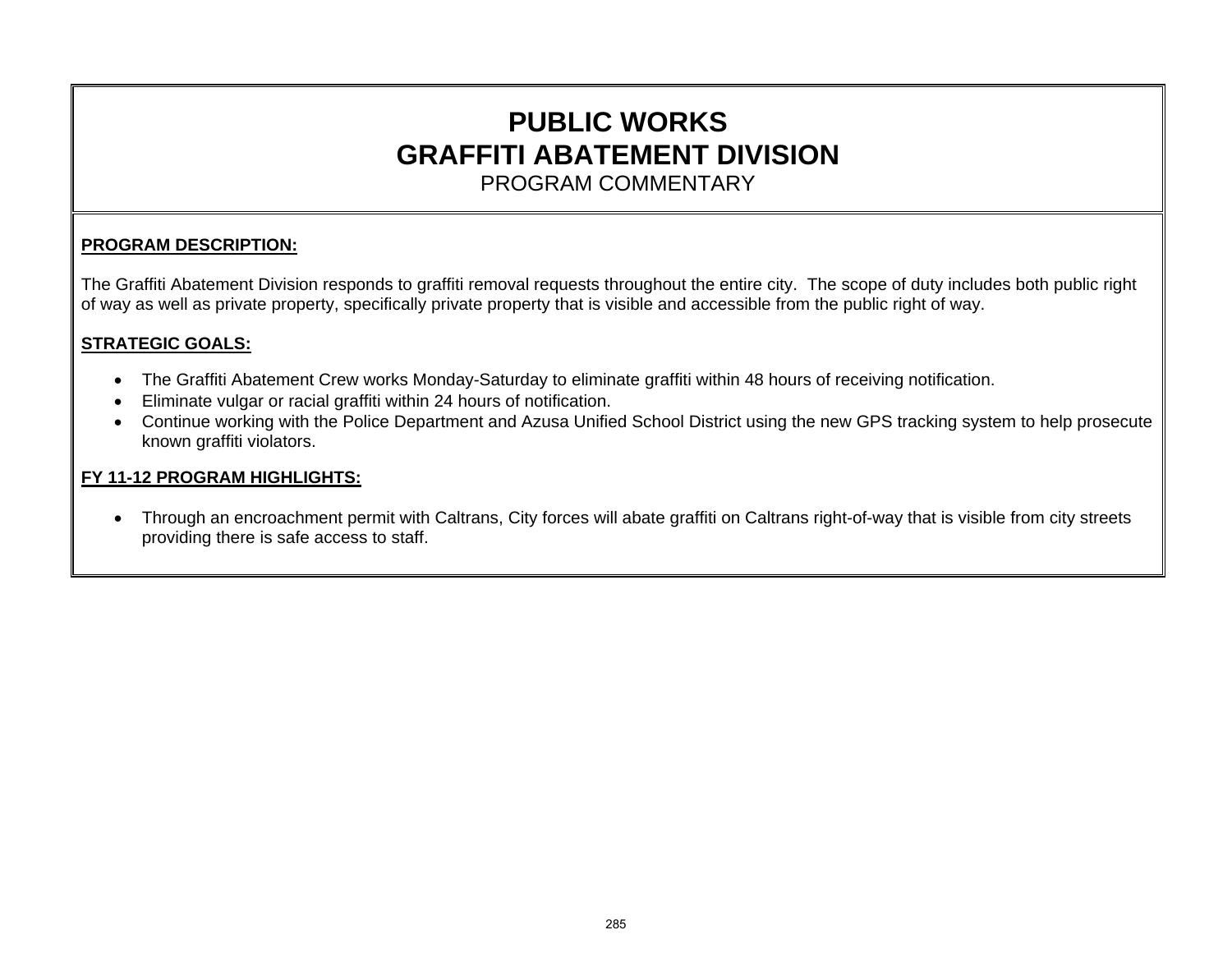# PUBLIC WORKS
# GRAFFITI ABATEMENT DIVISION
PROGRAM COMMENTARY

**PROGRAM DESCRIPTION:**

The Graffiti Abatement Division responds to graffiti removal requests throughout the entire city. The scope of duty includes both public right of way as well as private property, specifically private property that is visible and accessible from the public right of way.

**STRATEGIC GOALS:**

- The Graffiti Abatement Crew works Monday-Saturday to eliminate graffiti within 48 hours of receiving notification.
- Eliminate vulgar or racial graffiti within 24 hours of notification.
- Continue working with the Police Department and Azusa Unified School District using the new GPS tracking system to help prosecute known graffiti violators.

**FY 11-12 PROGRAM HIGHLIGHTS:**

- Through an encroachment permit with Caltrans, City forces will abate graffiti on Caltrans right-of-way that is visible from city streets providing there is safe access to staff.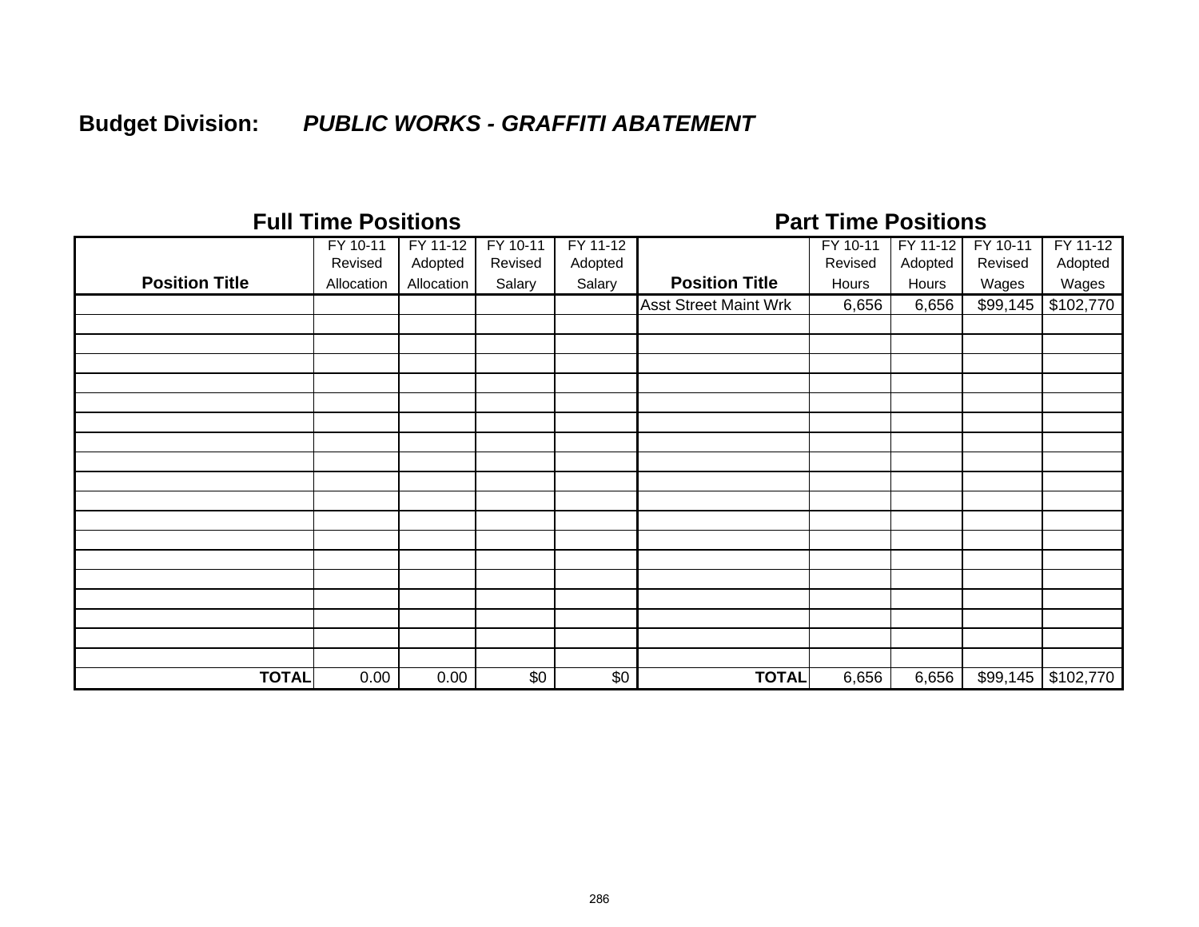**Budget Division:** ***PUBLIC WORKS - GRAFFITI ABATEMENT***

| Full Time Positions | | | | | Part Time Positions | | | | |
|---|---|---|---|---|---|---|---|---|---|
| **Position Title** | FY 10-11 Revised Allocation | FY 11-12 Adopted Allocation | FY 10-11 Revised Salary | FY 11-12 Adopted Salary | **Position Title** | FY 10-11 Revised Hours | FY 11-12 Adopted Hours | FY 10-11 Revised Wages | FY 11-12 Adopted Wages |
| | | | | | Asst Street Maint Wrk | 6,656 | 6,656 | $99,145 | $102,770 |
| **TOTAL** | 0.00 | 0.00 | $0 | $0 | **TOTAL** | 6,656 | 6,656 | $99,145 | $102,770 |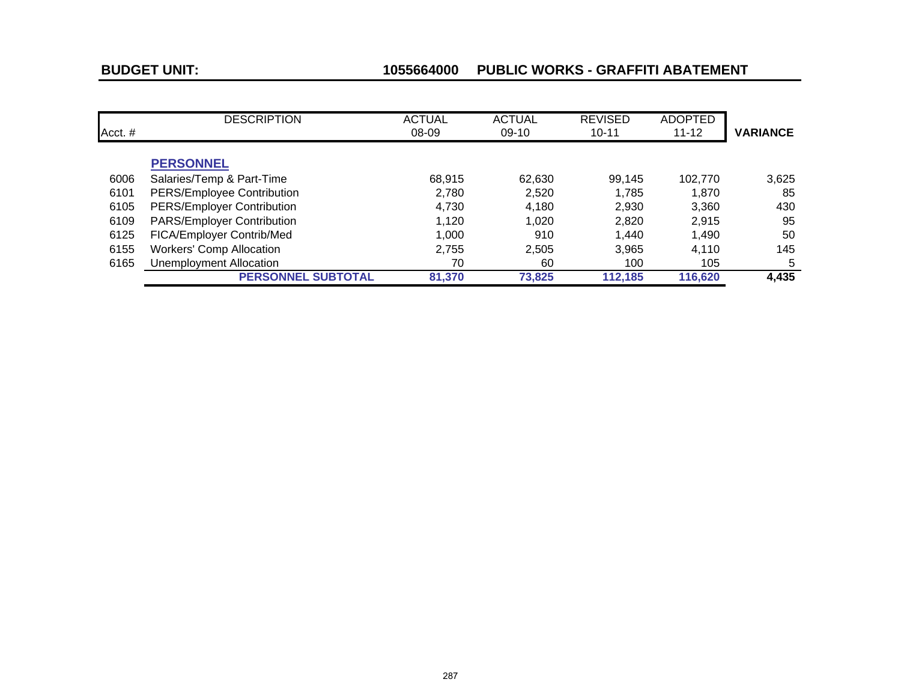**BUDGET UNIT:** **1055664000 PUBLIC WORKS - GRAFFITI ABATEMENT**

| Acct. # | DESCRIPTION | ACTUAL 08-09 | ACTUAL 09-10 | REVISED 10-11 | ADOPTED 11-12 | VARIANCE |
|---|---|---|---|---|---|---|
| | **PERSONNEL** | | | | | |
| 6006 | Salaries/Temp & Part-Time | 68,915 | 62,630 | 99,145 | 102,770 | 3,625 |
| 6101 | PERS/Employee Contribution | 2,780 | 2,520 | 1,785 | 1,870 | 85 |
| 6105 | PERS/Employer Contribution | 4,730 | 4,180 | 2,930 | 3,360 | 430 |
| 6109 | PARS/Employer Contribution | 1,120 | 1,020 | 2,820 | 2,915 | 95 |
| 6125 | FICA/Employer Contrib/Med | 1,000 | 910 | 1,440 | 1,490 | 50 |
| 6155 | Workers' Comp Allocation | 2,755 | 2,505 | 3,965 | 4,110 | 145 |
| 6165 | Unemployment Allocation | 70 | 60 | 100 | 105 | 5 |
| | **PERSONNEL SUBTOTAL** | **81,370** | **73,825** | **112,185** | **116,620** | **4,435** |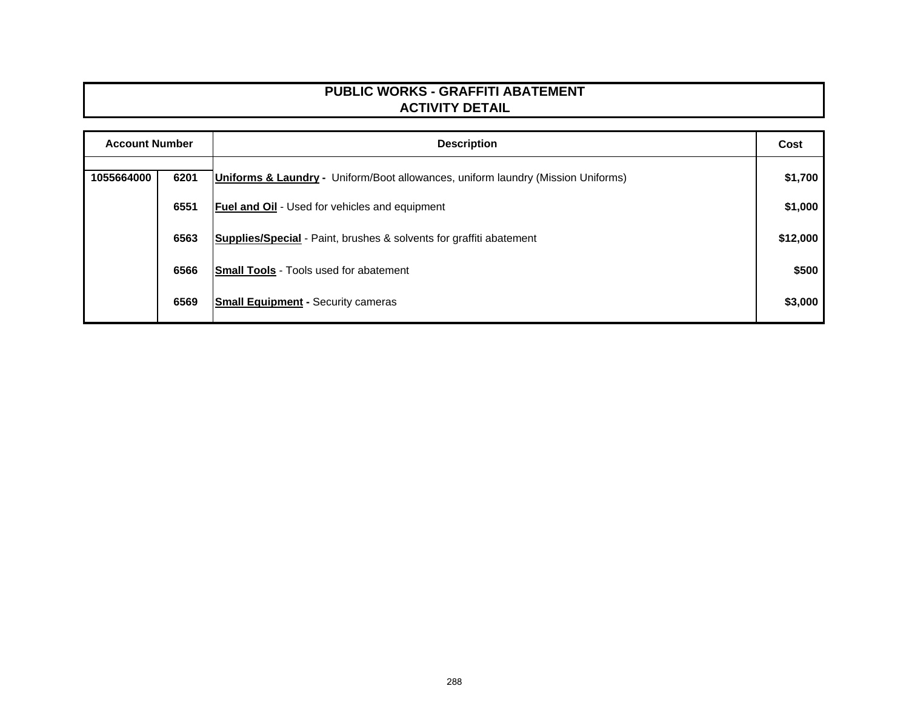# PUBLIC WORKS - GRAFFITI ABATEMENT
## ACTIVITY DETAIL

| Account Number | | Description | Cost |
|---|---|---|---|
| 1055664000 | 6201 | **Uniforms & Laundry -** Uniform/Boot allowances, uniform laundry (Mission Uniforms) | **$1,700** |
| | 6551 | **Fuel and Oil** - Used for vehicles and equipment | **$1,000** |
| | 6563 | **Supplies/Special** - Paint, brushes & solvents for graffiti abatement | **$12,000** |
| | 6566 | **Small Tools** - Tools used for abatement | **$500** |
| | 6569 | **Small Equipment -** Security cameras | **$3,000** |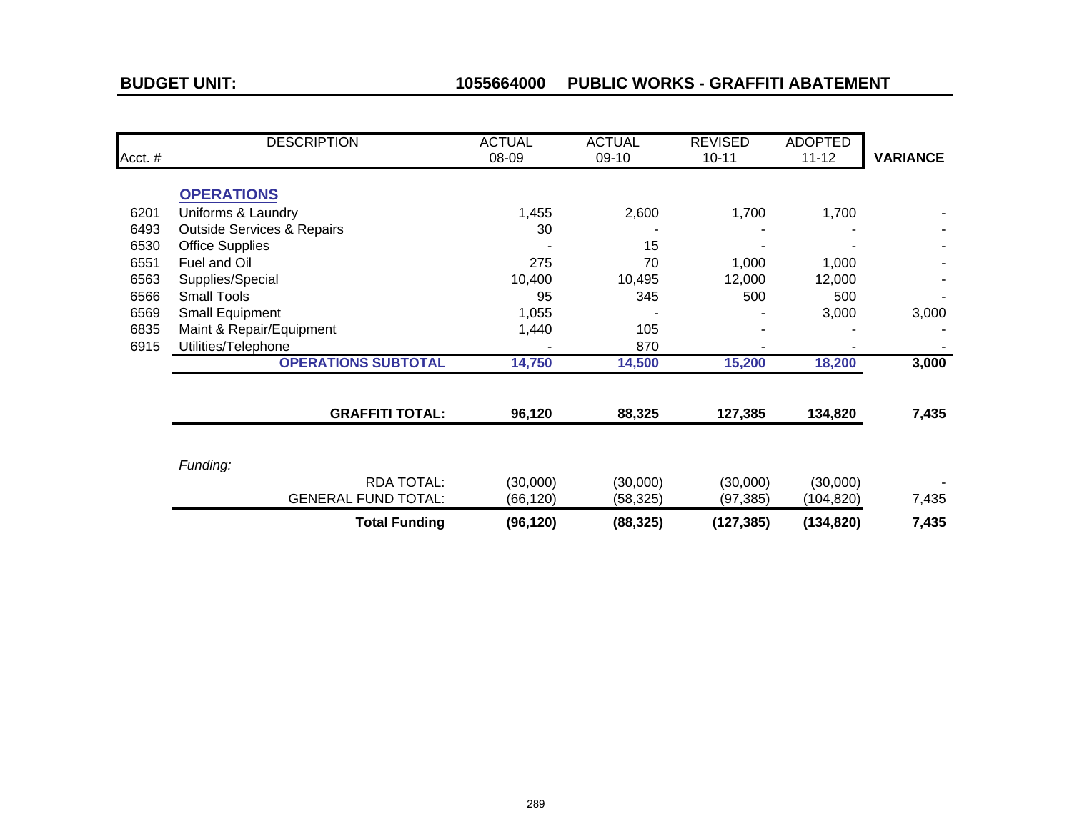**BUDGET UNIT:** **1055664000 PUBLIC WORKS - GRAFFITI ABATEMENT**

| Acct. # | DESCRIPTION | ACTUAL 08-09 | ACTUAL 09-10 | REVISED 10-11 | ADOPTED 11-12 | VARIANCE |
|---|---|---|---|---|---|---|
| | **OPERATIONS** | | | | | |
| 6201 | Uniforms & Laundry | 1,455 | 2,600 | 1,700 | 1,700 | - |
| 6493 | Outside Services & Repairs | 30 | - | - | - | - |
| 6530 | Office Supplies | - | 15 | - | - | - |
| 6551 | Fuel and Oil | 275 | 70 | 1,000 | 1,000 | - |
| 6563 | Supplies/Special | 10,400 | 10,495 | 12,000 | 12,000 | - |
| 6566 | Small Tools | 95 | 345 | 500 | 500 | - |
| 6569 | Small Equipment | 1,055 | - | - | 3,000 | 3,000 |
| 6835 | Maint & Repair/Equipment | 1,440 | 105 | - | - | - |
| 6915 | Utilities/Telephone | - | 870 | - | - | - |
| | **OPERATIONS SUBTOTAL** | **14,750** | **14,500** | **15,200** | **18,200** | **3,000** |
| | | | | | | |
| | **GRAFFITI TOTAL:** | **96,120** | **88,325** | **127,385** | **134,820** | **7,435** |
| | | | | | | |
| | *Funding:* | | | | | |
| | RDA TOTAL: | (30,000) | (30,000) | (30,000) | (30,000) | - |
| | GENERAL FUND TOTAL: | (66,120) | (58,325) | (97,385) | (104,820) | 7,435 |
| | **Total Funding** | **(96,120)** | **(88,325)** | **(127,385)** | **(134,820)** | **7,435** |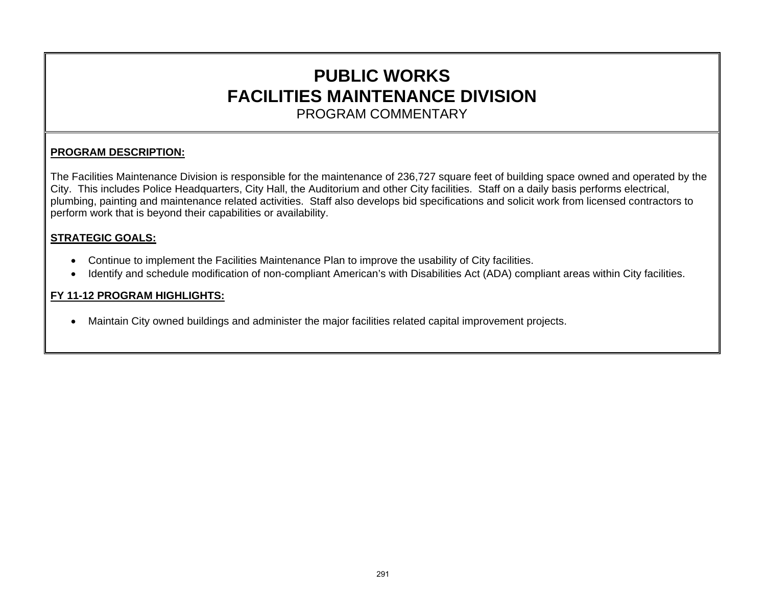# PUBLIC WORKS
# FACILITIES MAINTENANCE DIVISION
## PROGRAM COMMENTARY

**PROGRAM DESCRIPTION:**

The Facilities Maintenance Division is responsible for the maintenance of 236,727 square feet of building space owned and operated by the City. This includes Police Headquarters, City Hall, the Auditorium and other City facilities. Staff on a daily basis performs electrical, plumbing, painting and maintenance related activities. Staff also develops bid specifications and solicit work from licensed contractors to perform work that is beyond their capabilities or availability.

**STRATEGIC GOALS:**

- Continue to implement the Facilities Maintenance Plan to improve the usability of City facilities.
- Identify and schedule modification of non-compliant American's with Disabilities Act (ADA) compliant areas within City facilities.

**FY 11-12 PROGRAM HIGHLIGHTS:**

- Maintain City owned buildings and administer the major facilities related capital improvement projects.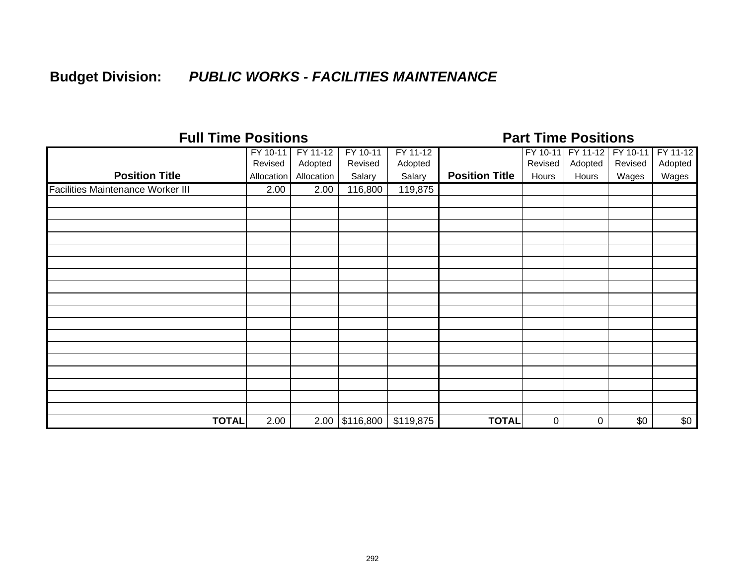**Budget Division:** ***PUBLIC WORKS - FACILITIES MAINTENANCE***

| Full Time Positions | | | | | Part Time Positions | | | | |
|---|---|---|---|---|---|---|---|---|---|
| Position Title | FY 10-11 Revised Allocation | FY 11-12 Adopted Allocation | FY 10-11 Revised Salary | FY 11-12 Adopted Salary | Position Title | FY 10-11 Revised Hours | FY 11-12 Adopted Hours | FY 10-11 Revised Wages | FY 11-12 Adopted Wages |
| Facilities Maintenance Worker III | 2.00 | 2.00 | 116,800 | 119,875 | | | | | |
| **TOTAL** | 2.00 | 2.00 | $116,800 | $119,875 | **TOTAL** | 0 | 0 | $0 | $0 |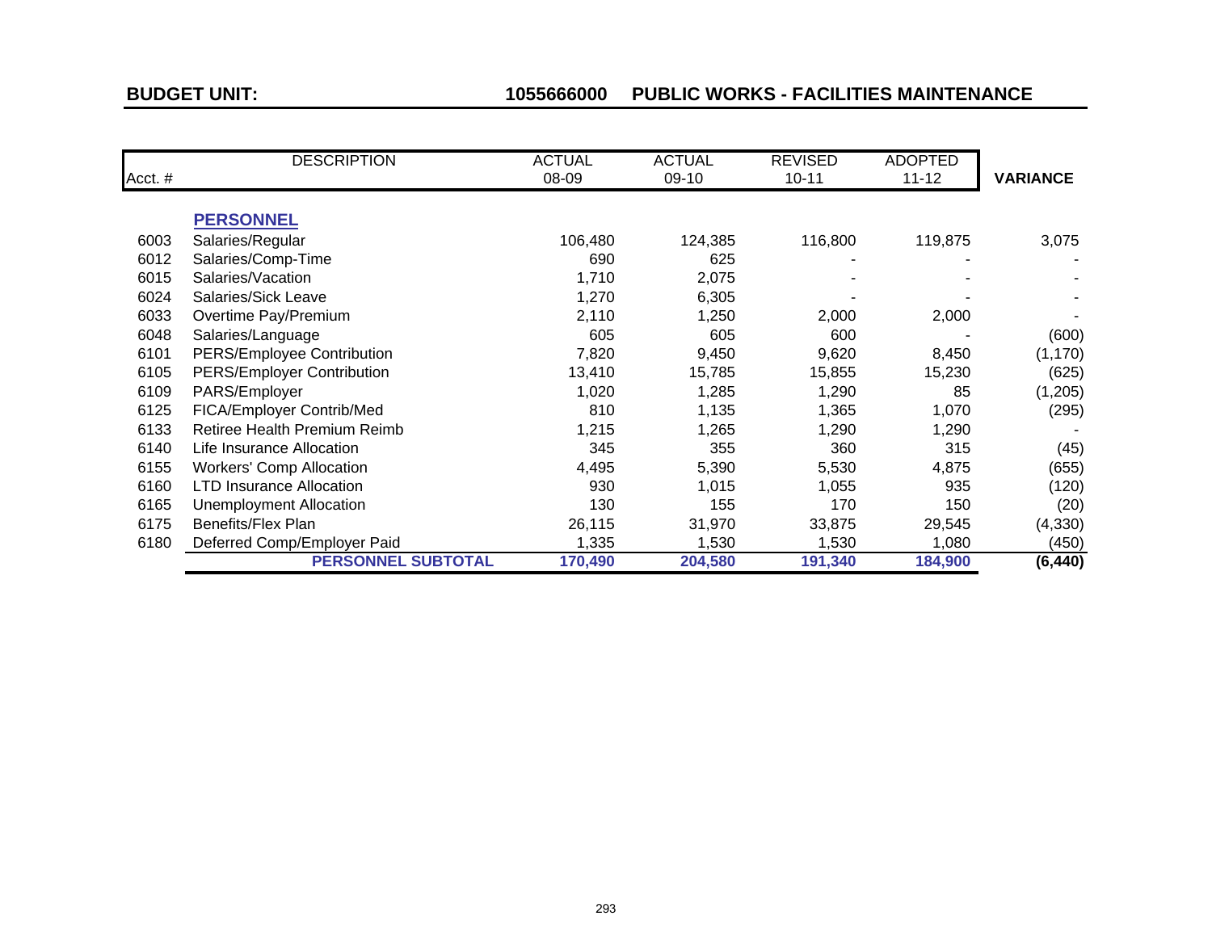**BUDGET UNIT:** **1055666000 PUBLIC WORKS - FACILITIES MAINTENANCE**

| Acct. # | DESCRIPTION | ACTUAL 08-09 | ACTUAL 09-10 | REVISED 10-11 | ADOPTED 11-12 | VARIANCE |
|---|---|---|---|---|---|---|
| | **PERSONNEL** | | | | | |
| 6003 | Salaries/Regular | 106,480 | 124,385 | 116,800 | 119,875 | 3,075 |
| 6012 | Salaries/Comp-Time | 690 | 625 | - | - | - |
| 6015 | Salaries/Vacation | 1,710 | 2,075 | - | - | - |
| 6024 | Salaries/Sick Leave | 1,270 | 6,305 | - | - | - |
| 6033 | Overtime Pay/Premium | 2,110 | 1,250 | 2,000 | 2,000 | - |
| 6048 | Salaries/Language | 605 | 605 | 600 | - | (600) |
| 6101 | PERS/Employee Contribution | 7,820 | 9,450 | 9,620 | 8,450 | (1,170) |
| 6105 | PERS/Employer Contribution | 13,410 | 15,785 | 15,855 | 15,230 | (625) |
| 6109 | PARS/Employer | 1,020 | 1,285 | 1,290 | 85 | (1,205) |
| 6125 | FICA/Employer Contrib/Med | 810 | 1,135 | 1,365 | 1,070 | (295) |
| 6133 | Retiree Health Premium Reimb | 1,215 | 1,265 | 1,290 | 1,290 | - |
| 6140 | Life Insurance Allocation | 345 | 355 | 360 | 315 | (45) |
| 6155 | Workers' Comp Allocation | 4,495 | 5,390 | 5,530 | 4,875 | (655) |
| 6160 | LTD Insurance Allocation | 930 | 1,015 | 1,055 | 935 | (120) |
| 6165 | Unemployment Allocation | 130 | 155 | 170 | 150 | (20) |
| 6175 | Benefits/Flex Plan | 26,115 | 31,970 | 33,875 | 29,545 | (4,330) |
| 6180 | Deferred Comp/Employer Paid | 1,335 | 1,530 | 1,530 | 1,080 | (450) |
| | **PERSONNEL SUBTOTAL** | **170,490** | **204,580** | **191,340** | **184,900** | **(6,440)** |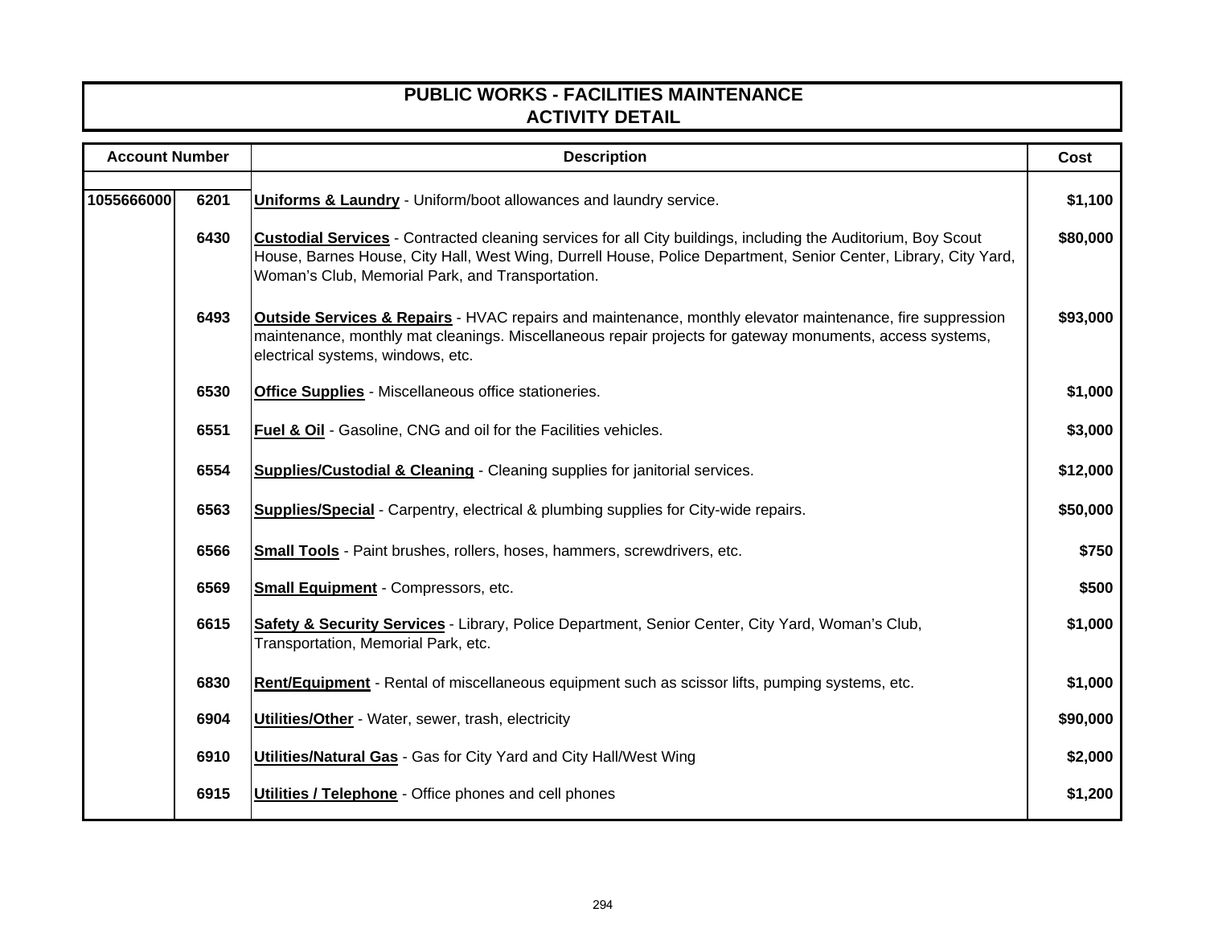# PUBLIC WORKS - FACILITIES MAINTENANCE
## ACTIVITY DETAIL

| Account Number | | Description | Cost |
|---|---|---|---|
| 1055666000 | 6201 | **Uniforms & Laundry** - Uniform/boot allowances and laundry service. | $1,100 |
| | 6430 | **Custodial Services** - Contracted cleaning services for all City buildings, including the Auditorium, Boy Scout House, Barnes House, City Hall, West Wing, Durrell House, Police Department, Senior Center, Library, City Yard, Woman's Club, Memorial Park, and Transportation. | $80,000 |
| | 6493 | **Outside Services & Repairs** - HVAC repairs and maintenance, monthly elevator maintenance, fire suppression maintenance, monthly mat cleanings. Miscellaneous repair projects for gateway monuments, access systems, electrical systems, windows, etc. | $93,000 |
| | 6530 | **Office Supplies** - Miscellaneous office stationeries. | $1,000 |
| | 6551 | **Fuel & Oil** - Gasoline, CNG and oil for the Facilities vehicles. | $3,000 |
| | 6554 | **Supplies/Custodial & Cleaning** - Cleaning supplies for janitorial services. | $12,000 |
| | 6563 | **Supplies/Special** - Carpentry, electrical & plumbing supplies for City-wide repairs. | $50,000 |
| | 6566 | **Small Tools** - Paint brushes, rollers, hoses, hammers, screwdrivers, etc. | $750 |
| | 6569 | **Small Equipment** - Compressors, etc. | $500 |
| | 6615 | **Safety & Security Services** - Library, Police Department, Senior Center, City Yard, Woman's Club, Transportation, Memorial Park, etc. | $1,000 |
| | 6830 | **Rent/Equipment** - Rental of miscellaneous equipment such as scissor lifts, pumping systems, etc. | $1,000 |
| | 6904 | **Utilities/Other** - Water, sewer, trash, electricity | $90,000 |
| | 6910 | **Utilities/Natural Gas** - Gas for City Yard and City Hall/West Wing | $2,000 |
| | 6915 | **Utilities / Telephone** - Office phones and cell phones | $1,200 |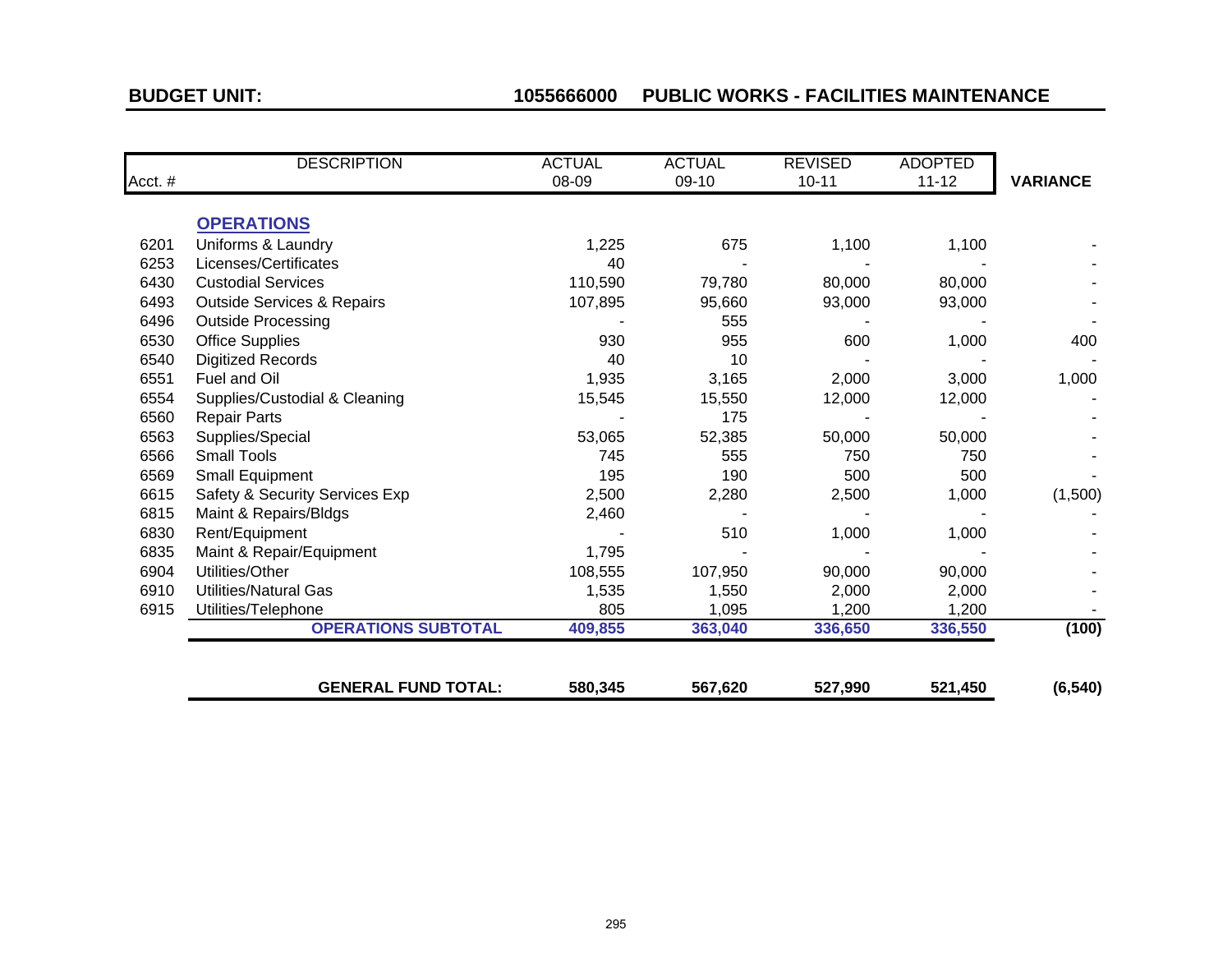**BUDGET UNIT:** **1055666000 PUBLIC WORKS - FACILITIES MAINTENANCE**

| Acct. # | DESCRIPTION | ACTUAL 08-09 | ACTUAL 09-10 | REVISED 10-11 | ADOPTED 11-12 | VARIANCE |
|---|---|---|---|---|---|---|
| | **OPERATIONS** | | | | | |
| 6201 | Uniforms & Laundry | 1,225 | 675 | 1,100 | 1,100 | - |
| 6253 | Licenses/Certificates | 40 | - | - | - | - |
| 6430 | Custodial Services | 110,590 | 79,780 | 80,000 | 80,000 | - |
| 6493 | Outside Services & Repairs | 107,895 | 95,660 | 93,000 | 93,000 | - |
| 6496 | Outside Processing | - | 555 | - | - | - |
| 6530 | Office Supplies | 930 | 955 | 600 | 1,000 | 400 |
| 6540 | Digitized Records | 40 | 10 | - | - | - |
| 6551 | Fuel and Oil | 1,935 | 3,165 | 2,000 | 3,000 | 1,000 |
| 6554 | Supplies/Custodial & Cleaning | 15,545 | 15,550 | 12,000 | 12,000 | - |
| 6560 | Repair Parts | - | 175 | - | - | - |
| 6563 | Supplies/Special | 53,065 | 52,385 | 50,000 | 50,000 | - |
| 6566 | Small Tools | 745 | 555 | 750 | 750 | - |
| 6569 | Small Equipment | 195 | 190 | 500 | 500 | - |
| 6615 | Safety & Security Services Exp | 2,500 | 2,280 | 2,500 | 1,000 | (1,500) |
| 6815 | Maint & Repairs/Bldgs | 2,460 | - | - | - | - |
| 6830 | Rent/Equipment | - | 510 | 1,000 | 1,000 | - |
| 6835 | Maint & Repair/Equipment | 1,795 | - | - | - | - |
| 6904 | Utilities/Other | 108,555 | 107,950 | 90,000 | 90,000 | - |
| 6910 | Utilities/Natural Gas | 1,535 | 1,550 | 2,000 | 2,000 | - |
| 6915 | Utilities/Telephone | 805 | 1,095 | 1,200 | 1,200 | - |
| | **OPERATIONS SUBTOTAL** | **409,855** | **363,040** | **336,650** | **336,550** | **(100)** |
| | **GENERAL FUND TOTAL:** | **580,345** | **567,620** | **527,990** | **521,450** | **(6,540)** |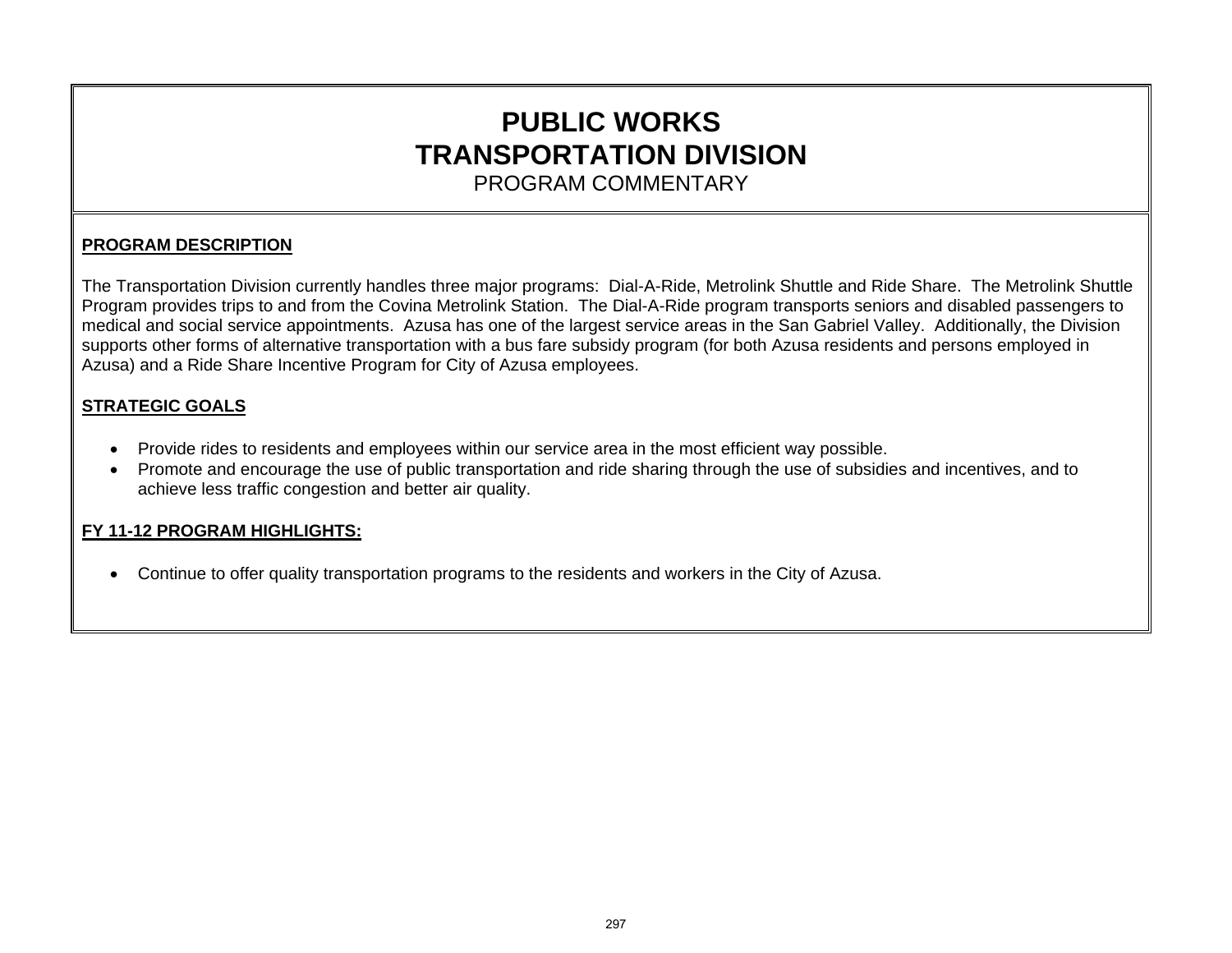# PUBLIC WORKS
# TRANSPORTATION DIVISION
## PROGRAM COMMENTARY

**PROGRAM DESCRIPTION**

The Transportation Division currently handles three major programs: Dial-A-Ride, Metrolink Shuttle and Ride Share. The Metrolink Shuttle Program provides trips to and from the Covina Metrolink Station. The Dial-A-Ride program transports seniors and disabled passengers to medical and social service appointments. Azusa has one of the largest service areas in the San Gabriel Valley. Additionally, the Division supports other forms of alternative transportation with a bus fare subsidy program (for both Azusa residents and persons employed in Azusa) and a Ride Share Incentive Program for City of Azusa employees.

**STRATEGIC GOALS**

- Provide rides to residents and employees within our service area in the most efficient way possible.
- Promote and encourage the use of public transportation and ride sharing through the use of subsidies and incentives, and to achieve less traffic congestion and better air quality.

**FY 11-12 PROGRAM HIGHLIGHTS:**

- Continue to offer quality transportation programs to the residents and workers in the City of Azusa.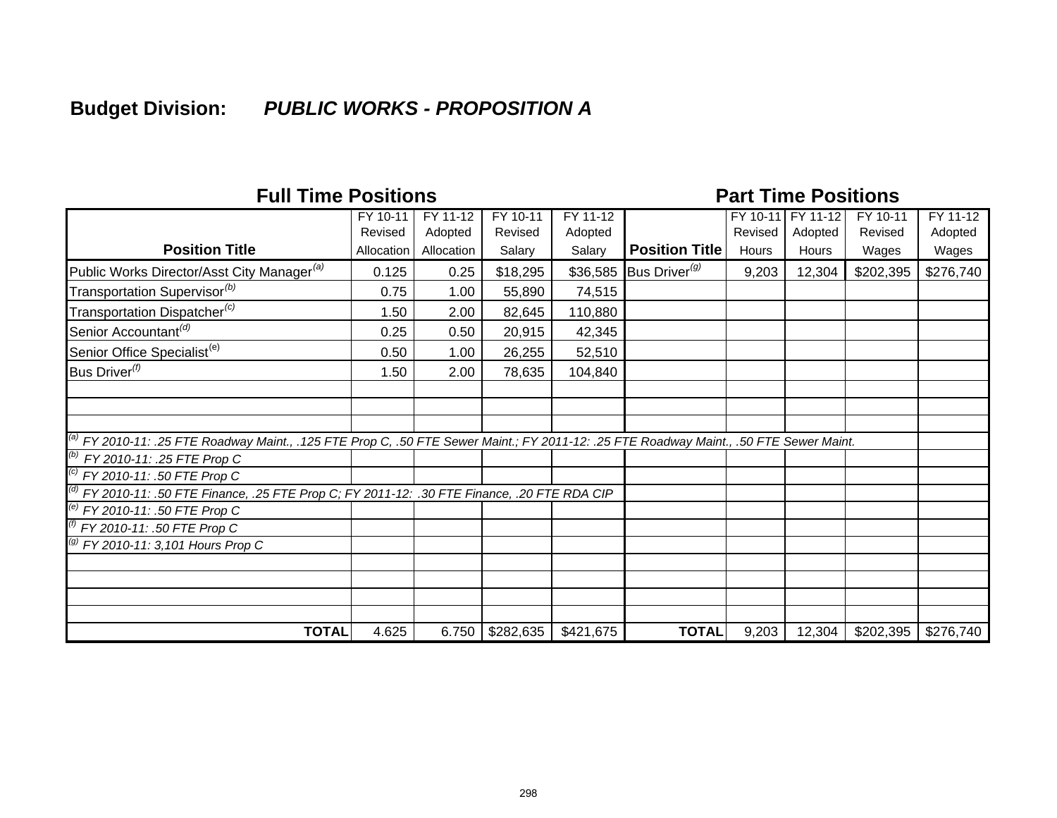## Budget Division: *PUBLIC WORKS - PROPOSITION A*

| Full Time Positions | | | | | Part Time Positions | | | | |
|---|---|---|---|---|---|---|---|---|---|
| **Position Title** | FY 10-11 Revised Allocation | FY 11-12 Adopted Allocation | FY 10-11 Revised Salary | FY 11-12 Adopted Salary | **Position Title** | FY 10-11 Revised Hours | FY 11-12 Adopted Hours | FY 10-11 Revised Wages | FY 11-12 Adopted Wages |
| Public Works Director/Asst City Manager[(a)] | 0.125 | 0.25 | $18,295 | $36,585 | Bus Driver[(g)] | 9,203 | 12,304 | $202,395 | $276,740 |
| Transportation Supervisor[(b)] | 0.75 | 1.00 | 55,890 | 74,515 | | | | | |
| Transportation Dispatcher[(c)] | 1.50 | 2.00 | 82,645 | 110,880 | | | | | |
| Senior Accountant[(d)] | 0.25 | 0.50 | 20,915 | 42,345 | | | | | |
| Senior Office Specialist[(e)] | 0.50 | 1.00 | 26,255 | 52,510 | | | | | |
| Bus Driver[(f)] | 1.50 | 2.00 | 78,635 | 104,840 | | | | | |
| **TOTAL** | 4.625 | 6.750 | $282,635 | $421,675 | **TOTAL** | 9,203 | 12,304 | $202,395 | $276,740 |

*[(a)] FY 2010-11: .25 FTE Roadway Maint., .125 FTE Prop C, .50 FTE Sewer Maint.; FY 2011-12: .25 FTE Roadway Maint., .50 FTE Sewer Maint.*

*[(b)] FY 2010-11: .25 FTE Prop C*

*[(c)] FY 2010-11: .50 FTE Prop C*

*[(d)] FY 2010-11: .50 FTE Finance, .25 FTE Prop C; FY 2011-12: .30 FTE Finance, .20 FTE RDA CIP*

*[(e)] FY 2010-11: .50 FTE Prop C*

*[(f)] FY 2010-11: .50 FTE Prop C*

*[(g)] FY 2010-11: 3,101 Hours Prop C*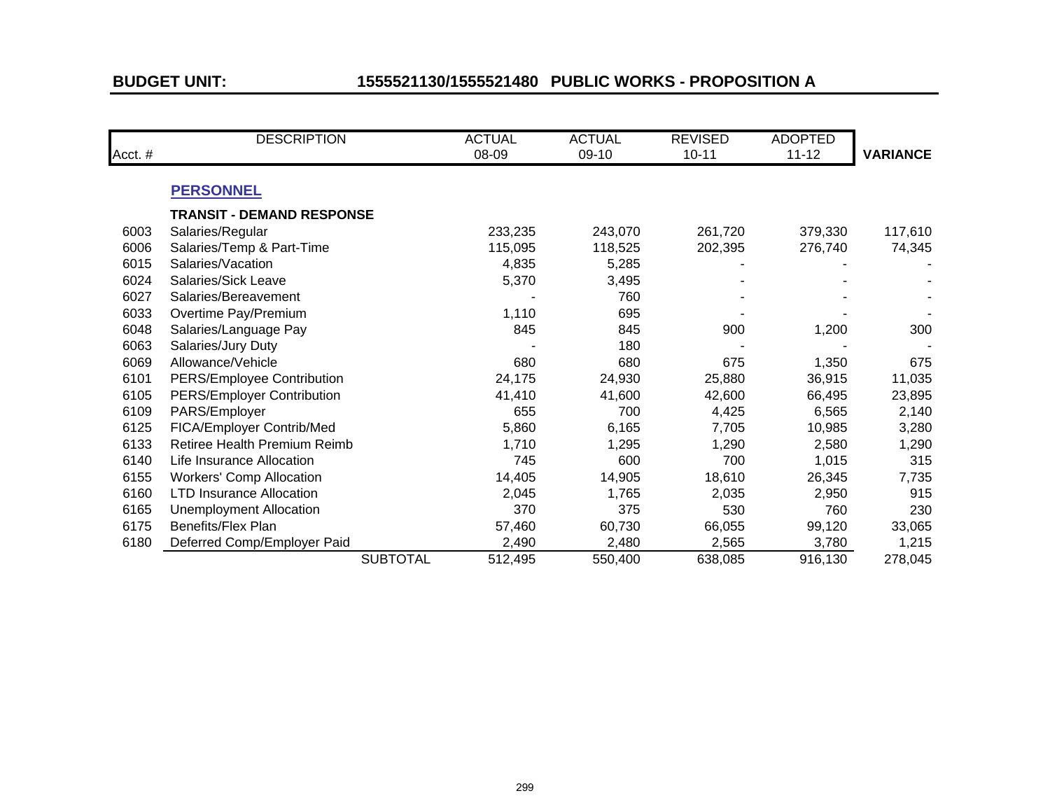**BUDGET UNIT:** **1555521130/1555521480 PUBLIC WORKS - PROPOSITION A**

| Acct. # | DESCRIPTION | ACTUAL 08-09 | ACTUAL 09-10 | REVISED 10-11 | ADOPTED 11-12 | VARIANCE |
|---|---|---|---|---|---|---|
| | **PERSONNEL** | | | | | |
| | **TRANSIT - DEMAND RESPONSE** | | | | | |
| 6003 | Salaries/Regular | 233,235 | 243,070 | 261,720 | 379,330 | 117,610 |
| 6006 | Salaries/Temp & Part-Time | 115,095 | 118,525 | 202,395 | 276,740 | 74,345 |
| 6015 | Salaries/Vacation | 4,835 | 5,285 | - | - | - |
| 6024 | Salaries/Sick Leave | 5,370 | 3,495 | - | - | - |
| 6027 | Salaries/Bereavement | - | 760 | - | - | - |
| 6033 | Overtime Pay/Premium | 1,110 | 695 | - | - | - |
| 6048 | Salaries/Language Pay | 845 | 845 | 900 | 1,200 | 300 |
| 6063 | Salaries/Jury Duty | - | 180 | - | - | - |
| 6069 | Allowance/Vehicle | 680 | 680 | 675 | 1,350 | 675 |
| 6101 | PERS/Employee Contribution | 24,175 | 24,930 | 25,880 | 36,915 | 11,035 |
| 6105 | PERS/Employer Contribution | 41,410 | 41,600 | 42,600 | 66,495 | 23,895 |
| 6109 | PARS/Employer | 655 | 700 | 4,425 | 6,565 | 2,140 |
| 6125 | FICA/Employer Contrib/Med | 5,860 | 6,165 | 7,705 | 10,985 | 3,280 |
| 6133 | Retiree Health Premium Reimb | 1,710 | 1,295 | 1,290 | 2,580 | 1,290 |
| 6140 | Life Insurance Allocation | 745 | 600 | 700 | 1,015 | 315 |
| 6155 | Workers' Comp Allocation | 14,405 | 14,905 | 18,610 | 26,345 | 7,735 |
| 6160 | LTD Insurance Allocation | 2,045 | 1,765 | 2,035 | 2,950 | 915 |
| 6165 | Unemployment Allocation | 370 | 375 | 530 | 760 | 230 |
| 6175 | Benefits/Flex Plan | 57,460 | 60,730 | 66,055 | 99,120 | 33,065 |
| 6180 | Deferred Comp/Employer Paid | 2,490 | 2,480 | 2,565 | 3,780 | 1,215 |
| | SUBTOTAL | 512,495 | 550,400 | 638,085 | 916,130 | 278,045 |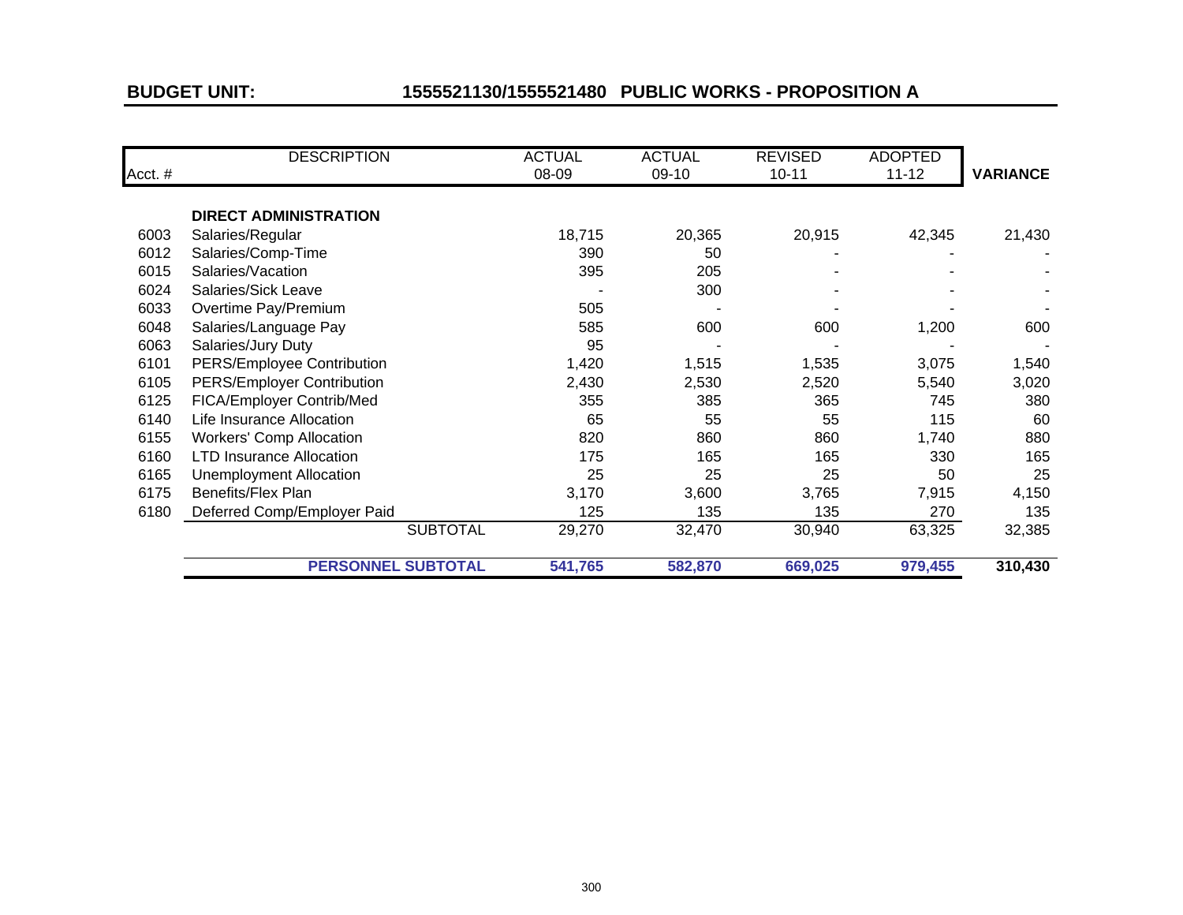**BUDGET UNIT:** **1555521130/1555521480 PUBLIC WORKS - PROPOSITION A**

| Acct. # | DESCRIPTION | ACTUAL 08-09 | ACTUAL 09-10 | REVISED 10-11 | ADOPTED 11-12 | VARIANCE |
|---|---|---|---|---|---|---|
| | **DIRECT ADMINISTRATION** | | | | | |
| 6003 | Salaries/Regular | 18,715 | 20,365 | 20,915 | 42,345 | 21,430 |
| 6012 | Salaries/Comp-Time | 390 | 50 | - | - | - |
| 6015 | Salaries/Vacation | 395 | 205 | - | - | - |
| 6024 | Salaries/Sick Leave | - | 300 | - | - | - |
| 6033 | Overtime Pay/Premium | 505 | - | - | - | - |
| 6048 | Salaries/Language Pay | 585 | 600 | 600 | 1,200 | 600 |
| 6063 | Salaries/Jury Duty | 95 | - | - | - | - |
| 6101 | PERS/Employee Contribution | 1,420 | 1,515 | 1,535 | 3,075 | 1,540 |
| 6105 | PERS/Employer Contribution | 2,430 | 2,530 | 2,520 | 5,540 | 3,020 |
| 6125 | FICA/Employer Contrib/Med | 355 | 385 | 365 | 745 | 380 |
| 6140 | Life Insurance Allocation | 65 | 55 | 55 | 115 | 60 |
| 6155 | Workers' Comp Allocation | 820 | 860 | 860 | 1,740 | 880 |
| 6160 | LTD Insurance Allocation | 175 | 165 | 165 | 330 | 165 |
| 6165 | Unemployment Allocation | 25 | 25 | 25 | 50 | 25 |
| 6175 | Benefits/Flex Plan | 3,170 | 3,600 | 3,765 | 7,915 | 4,150 |
| 6180 | Deferred Comp/Employer Paid | 125 | 135 | 135 | 270 | 135 |
| | SUBTOTAL | 29,270 | 32,470 | 30,940 | 63,325 | 32,385 |
| | **PERSONNEL SUBTOTAL** | **541,765** | **582,870** | **669,025** | **979,455** | **310,430** |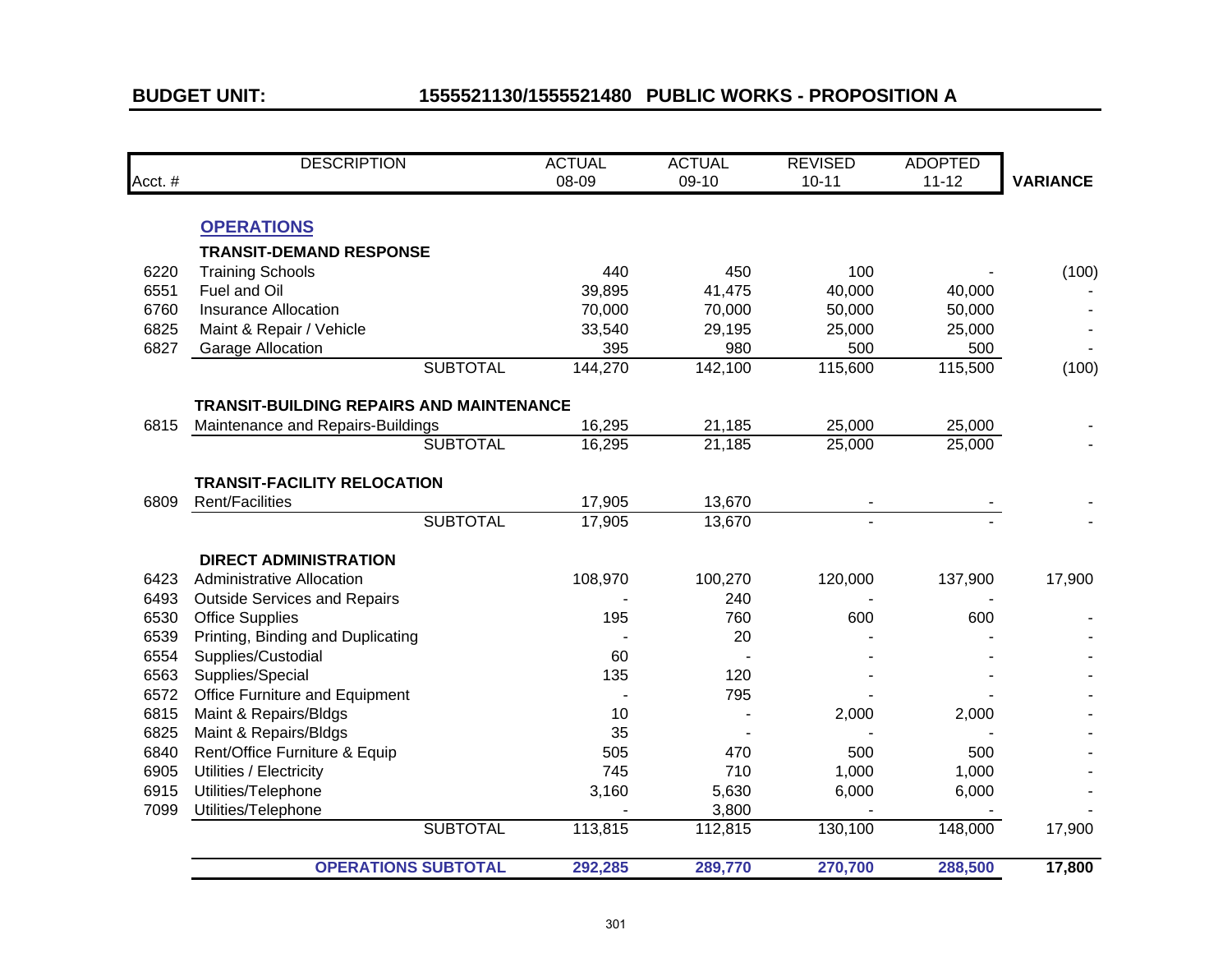## BUDGET UNIT: 1555521130/1555521480 PUBLIC WORKS - PROPOSITION A

| Acct. # | DESCRIPTION | ACTUAL 08-09 | ACTUAL 09-10 | REVISED 10-11 | ADOPTED 11-12 | VARIANCE |
|---|---|---|---|---|---|---|
| | **OPERATIONS** | | | | | |
| | **TRANSIT-DEMAND RESPONSE** | | | | | |
| 6220 | Training Schools | 440 | 450 | 100 | - | (100) |
| 6551 | Fuel and Oil | 39,895 | 41,475 | 40,000 | 40,000 | - |
| 6760 | Insurance Allocation | 70,000 | 70,000 | 50,000 | 50,000 | - |
| 6825 | Maint & Repair / Vehicle | 33,540 | 29,195 | 25,000 | 25,000 | - |
| 6827 | Garage Allocation | 395 | 980 | 500 | 500 | - |
| | SUBTOTAL | 144,270 | 142,100 | 115,600 | 115,500 | (100) |
| | **TRANSIT-BUILDING REPAIRS AND MAINTENANCE** | | | | | |
| 6815 | Maintenance and Repairs-Buildings | 16,295 | 21,185 | 25,000 | 25,000 | - |
| | SUBTOTAL | 16,295 | 21,185 | 25,000 | 25,000 | - |
| | **TRANSIT-FACILITY RELOCATION** | | | | | |
| 6809 | Rent/Facilities | 17,905 | 13,670 | - | - | - |
| | SUBTOTAL | 17,905 | 13,670 | - | - | - |
| | **DIRECT ADMINISTRATION** | | | | | |
| 6423 | Administrative Allocation | 108,970 | 100,270 | 120,000 | 137,900 | 17,900 |
| 6493 | Outside Services and Repairs | - | 240 | - | - | |
| 6530 | Office Supplies | 195 | 760 | 600 | 600 | - |
| 6539 | Printing, Binding and Duplicating | - | 20 | - | - | - |
| 6554 | Supplies/Custodial | 60 | - | - | - | - |
| 6563 | Supplies/Special | 135 | 120 | - | - | - |
| 6572 | Office Furniture and Equipment | - | 795 | - | - | - |
| 6815 | Maint & Repairs/Bldgs | 10 | - | 2,000 | 2,000 | - |
| 6825 | Maint & Repairs/Bldgs | 35 | - | - | - | - |
| 6840 | Rent/Office Furniture & Equip | 505 | 470 | 500 | 500 | - |
| 6905 | Utilities / Electricity | 745 | 710 | 1,000 | 1,000 | - |
| 6915 | Utilities/Telephone | 3,160 | 5,630 | 6,000 | 6,000 | - |
| 7099 | Utilities/Telephone | - | 3,800 | - | - | - |
| | SUBTOTAL | 113,815 | 112,815 | 130,100 | 148,000 | 17,900 |
| | **OPERATIONS SUBTOTAL** | **292,285** | **289,770** | **270,700** | **288,500** | **17,800** |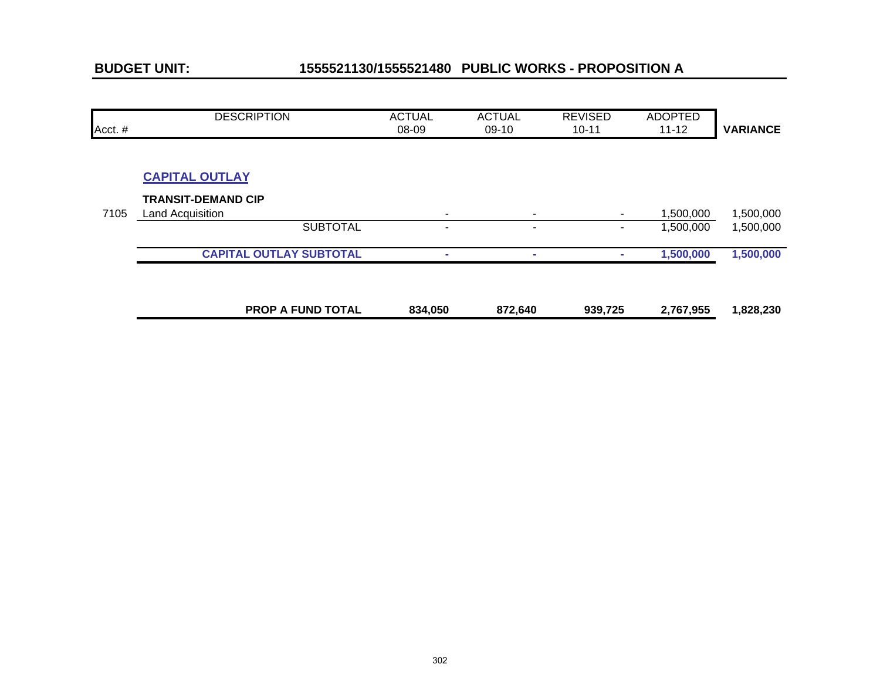**BUDGET UNIT: 1555521130/1555521480 PUBLIC WORKS - PROPOSITION A**

| Acct. # | DESCRIPTION | ACTUAL 08-09 | ACTUAL 09-10 | REVISED 10-11 | ADOPTED 11-12 | VARIANCE |
|---|---|---|---|---|---|---|
| | **CAPITAL OUTLAY** | | | | | |
| | **TRANSIT-DEMAND CIP** | | | | | |
| 7105 | Land Acquisition | - | - | - | 1,500,000 | 1,500,000 |
| | SUBTOTAL | - | - | - | 1,500,000 | 1,500,000 |
| | **CAPITAL OUTLAY SUBTOTAL** | - | - | - | **1,500,000** | **1,500,000** |
| | **PROP A FUND TOTAL** | **834,050** | **872,640** | **939,725** | **2,767,955** | **1,828,230** |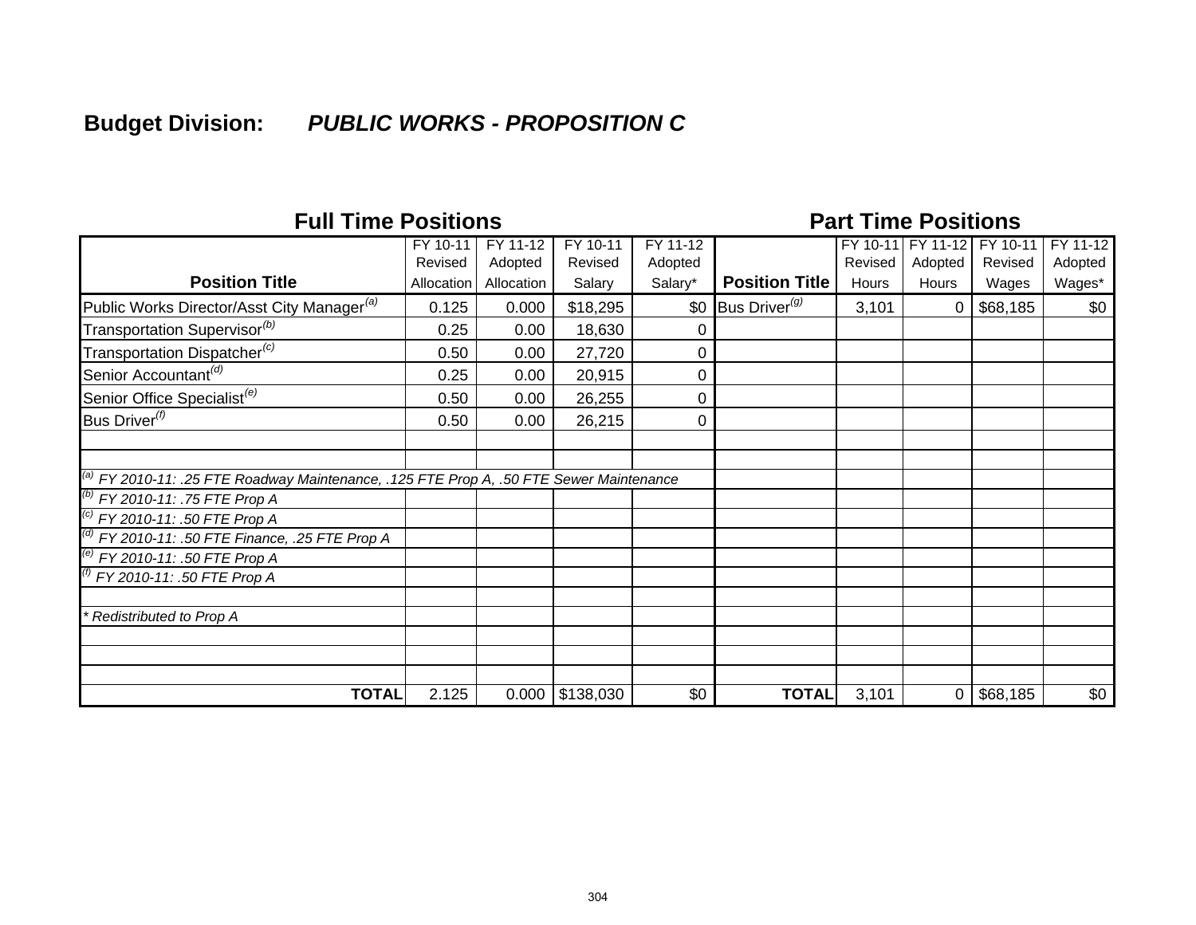## Budget Division: *PUBLIC WORKS - PROPOSITION C*

| Full Time Positions | | | | | Part Time Positions | | | | |
|---|---|---|---|---|---|---|---|---|---|
| **Position Title** | FY 10-11 Revised Allocation | FY 11-12 Adopted Allocation | FY 10-11 Revised Salary | FY 11-12 Adopted Salary* | **Position Title** | FY 10-11 Revised Hours | FY 11-12 Adopted Hours | FY 10-11 Revised Wages | FY 11-12 Adopted Wages* |
| Public Works Director/Asst City Manager[(a)] | 0.125 | 0.000 | $18,295 | $0 | Bus Driver[(g)] | 3,101 | 0 | $68,185 | $0 |
| Transportation Supervisor[(b)] | 0.25 | 0.00 | 18,630 | 0 | | | | | |
| Transportation Dispatcher[(c)] | 0.50 | 0.00 | 27,720 | 0 | | | | | |
| Senior Accountant[(d)] | 0.25 | 0.00 | 20,915 | 0 | | | | | |
| Senior Office Specialist[(e)] | 0.50 | 0.00 | 26,255 | 0 | | | | | |
| Bus Driver[(f)] | 0.50 | 0.00 | 26,215 | 0 | | | | | |
| | | | | | | | | | |
| | | | | | | | | | |
| *[(a)] FY 2010-11: .25 FTE Roadway Maintenance, .125 FTE Prop A, .50 FTE Sewer Maintenance* | | | | | | | | | |
| *[(b)] FY 2010-11: .75 FTE Prop A* | | | | | | | | | |
| *[(c)] FY 2010-11: .50 FTE Prop A* | | | | | | | | | |
| *[(d)] FY 2010-11: .50 FTE Finance, .25 FTE Prop A* | | | | | | | | | |
| *[(e)] FY 2010-11: .50 FTE Prop A* | | | | | | | | | |
| *[(f)] FY 2010-11: .50 FTE Prop A* | | | | | | | | | |
| | | | | | | | | | |
| ** Redistributed to Prop A* | | | | | | | | | |
| | | | | | | | | | |
| | | | | | | | | | |
| | | | | | | | | | |
| **TOTAL** | 2.125 | 0.000 | $138,030 | $0 | **TOTAL** | 3,101 | 0 | $68,185 | $0 |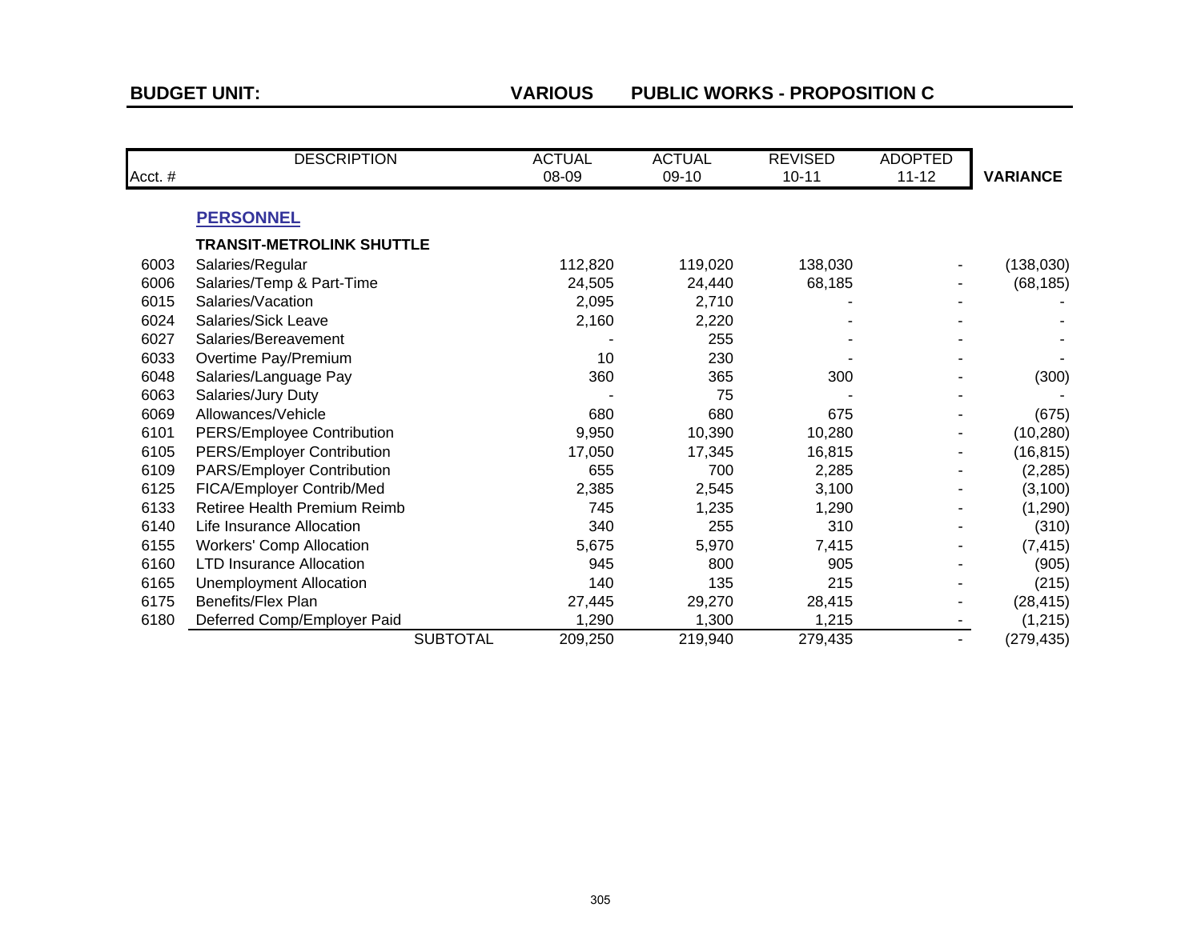**BUDGET UNIT: VARIOUS PUBLIC WORKS - PROPOSITION C**

| Acct. # | DESCRIPTION | ACTUAL 08-09 | ACTUAL 09-10 | REVISED 10-11 | ADOPTED 11-12 | VARIANCE |
|---|---|---|---|---|---|---|
| | **PERSONNEL** | | | | | |
| | **TRANSIT-METROLINK SHUTTLE** | | | | | |
| 6003 | Salaries/Regular | 112,820 | 119,020 | 138,030 | - | (138,030) |
| 6006 | Salaries/Temp & Part-Time | 24,505 | 24,440 | 68,185 | - | (68,185) |
| 6015 | Salaries/Vacation | 2,095 | 2,710 | - | - | - |
| 6024 | Salaries/Sick Leave | 2,160 | 2,220 | - | - | - |
| 6027 | Salaries/Bereavement | - | 255 | - | - | - |
| 6033 | Overtime Pay/Premium | 10 | 230 | - | - | - |
| 6048 | Salaries/Language Pay | 360 | 365 | 300 | - | (300) |
| 6063 | Salaries/Jury Duty | - | 75 | - | - | - |
| 6069 | Allowances/Vehicle | 680 | 680 | 675 | - | (675) |
| 6101 | PERS/Employee Contribution | 9,950 | 10,390 | 10,280 | - | (10,280) |
| 6105 | PERS/Employer Contribution | 17,050 | 17,345 | 16,815 | - | (16,815) |
| 6109 | PARS/Employer Contribution | 655 | 700 | 2,285 | - | (2,285) |
| 6125 | FICA/Employer Contrib/Med | 2,385 | 2,545 | 3,100 | - | (3,100) |
| 6133 | Retiree Health Premium Reimb | 745 | 1,235 | 1,290 | - | (1,290) |
| 6140 | Life Insurance Allocation | 340 | 255 | 310 | - | (310) |
| 6155 | Workers' Comp Allocation | 5,675 | 5,970 | 7,415 | - | (7,415) |
| 6160 | LTD Insurance Allocation | 945 | 800 | 905 | - | (905) |
| 6165 | Unemployment Allocation | 140 | 135 | 215 | - | (215) |
| 6175 | Benefits/Flex Plan | 27,445 | 29,270 | 28,415 | - | (28,415) |
| 6180 | Deferred Comp/Employer Paid | 1,290 | 1,300 | 1,215 | - | (1,215) |
| | SUBTOTAL | 209,250 | 219,940 | 279,435 | - | (279,435) |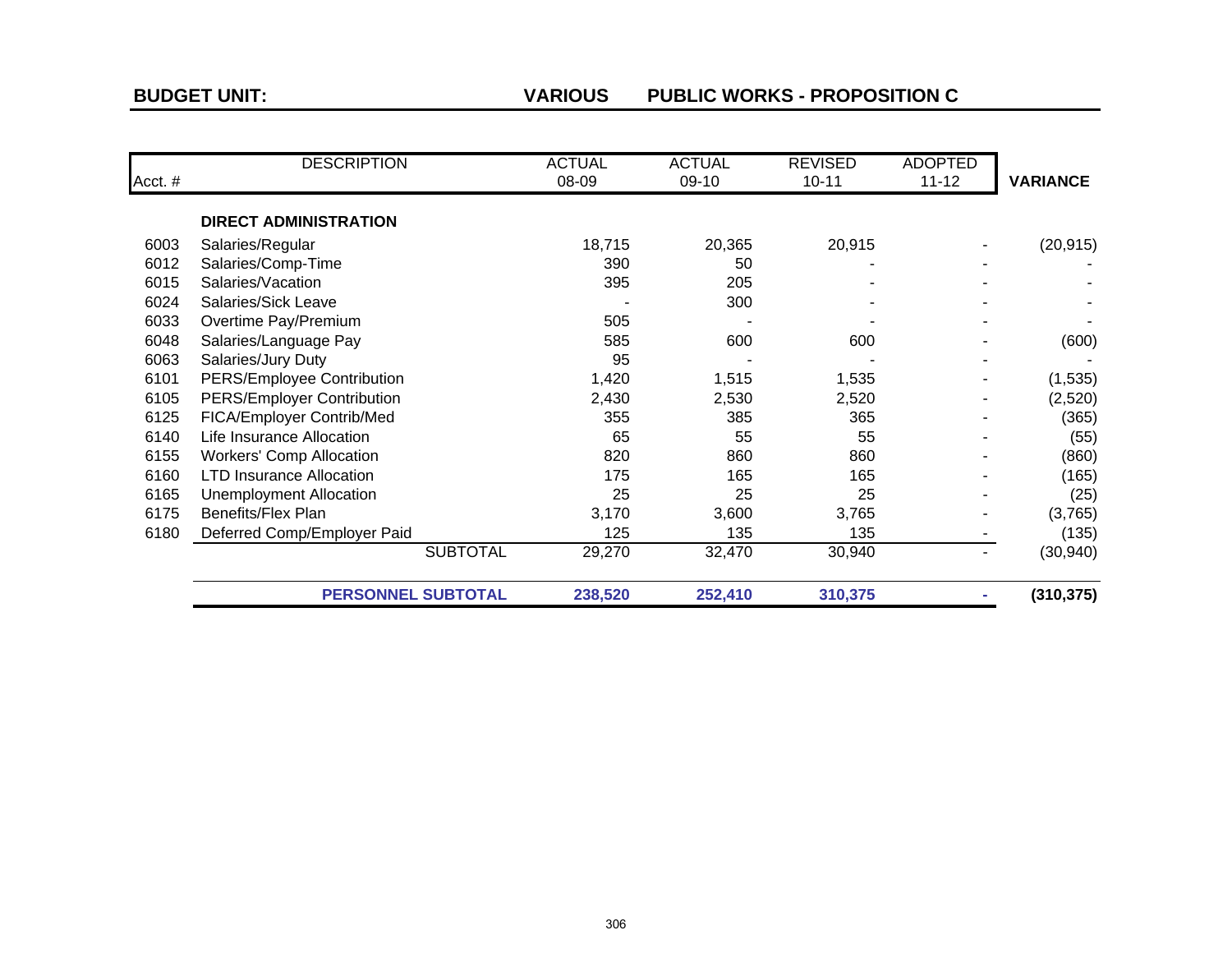**BUDGET UNIT:** **VARIOUS** **PUBLIC WORKS - PROPOSITION C**

| Acct. # | DESCRIPTION | ACTUAL 08-09 | ACTUAL 09-10 | REVISED 10-11 | ADOPTED 11-12 | VARIANCE |
|---|---|---|---|---|---|---|
| | **DIRECT ADMINISTRATION** | | | | | |
| 6003 | Salaries/Regular | 18,715 | 20,365 | 20,915 | - | (20,915) |
| 6012 | Salaries/Comp-Time | 390 | 50 | - | - | - |
| 6015 | Salaries/Vacation | 395 | 205 | - | - | - |
| 6024 | Salaries/Sick Leave | - | 300 | - | - | - |
| 6033 | Overtime Pay/Premium | 505 | - | - | - | - |
| 6048 | Salaries/Language Pay | 585 | 600 | 600 | - | (600) |
| 6063 | Salaries/Jury Duty | 95 | - | - | - | - |
| 6101 | PERS/Employee Contribution | 1,420 | 1,515 | 1,535 | - | (1,535) |
| 6105 | PERS/Employer Contribution | 2,430 | 2,530 | 2,520 | - | (2,520) |
| 6125 | FICA/Employer Contrib/Med | 355 | 385 | 365 | - | (365) |
| 6140 | Life Insurance Allocation | 65 | 55 | 55 | - | (55) |
| 6155 | Workers' Comp Allocation | 820 | 860 | 860 | - | (860) |
| 6160 | LTD Insurance Allocation | 175 | 165 | 165 | - | (165) |
| 6165 | Unemployment Allocation | 25 | 25 | 25 | - | (25) |
| 6175 | Benefits/Flex Plan | 3,170 | 3,600 | 3,765 | - | (3,765) |
| 6180 | Deferred Comp/Employer Paid | 125 | 135 | 135 | - | (135) |
| | SUBTOTAL | 29,270 | 32,470 | 30,940 | - | (30,940) |
| | **PERSONNEL SUBTOTAL** | **238,520** | **252,410** | **310,375** | **-** | **(310,375)** |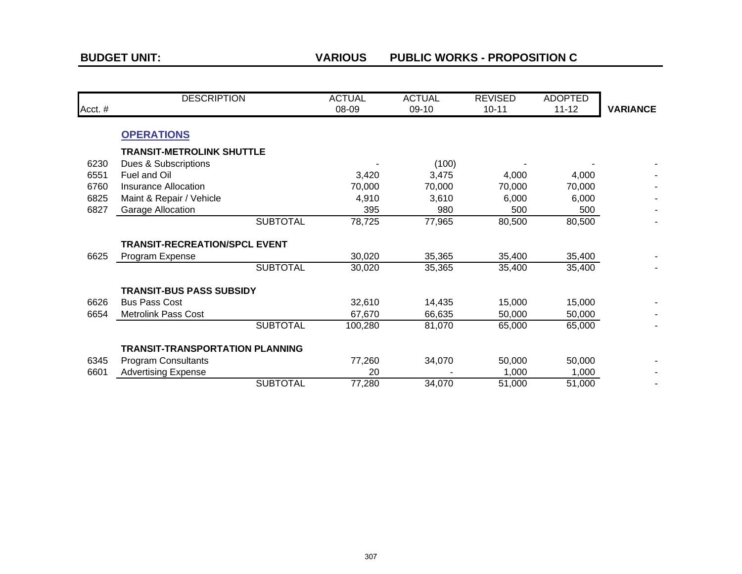**BUDGET UNIT:** **VARIOUS** **PUBLIC WORKS - PROPOSITION C**

| Acct. # | DESCRIPTION | ACTUAL 08-09 | ACTUAL 09-10 | REVISED 10-11 | ADOPTED 11-12 | VARIANCE |
|---|---|---|---|---|---|---|
| | **OPERATIONS** | | | | | |
| | **TRANSIT-METROLINK SHUTTLE** | | | | | |
| 6230 | Dues & Subscriptions | - | (100) | - | - | - |
| 6551 | Fuel and Oil | 3,420 | 3,475 | 4,000 | 4,000 | - |
| 6760 | Insurance Allocation | 70,000 | 70,000 | 70,000 | 70,000 | - |
| 6825 | Maint & Repair / Vehicle | 4,910 | 3,610 | 6,000 | 6,000 | - |
| 6827 | Garage Allocation | 395 | 980 | 500 | 500 | - |
| | SUBTOTAL | 78,725 | 77,965 | 80,500 | 80,500 | - |
| | **TRANSIT-RECREATION/SPCL EVENT** | | | | | |
| 6625 | Program Expense | 30,020 | 35,365 | 35,400 | 35,400 | - |
| | SUBTOTAL | 30,020 | 35,365 | 35,400 | 35,400 | - |
| | **TRANSIT-BUS PASS SUBSIDY** | | | | | |
| 6626 | Bus Pass Cost | 32,610 | 14,435 | 15,000 | 15,000 | - |
| 6654 | Metrolink Pass Cost | 67,670 | 66,635 | 50,000 | 50,000 | - |
| | SUBTOTAL | 100,280 | 81,070 | 65,000 | 65,000 | - |
| | **TRANSIT-TRANSPORTATION PLANNING** | | | | | |
| 6345 | Program Consultants | 77,260 | 34,070 | 50,000 | 50,000 | - |
| 6601 | Advertising Expense | 20 | - | 1,000 | 1,000 | - |
| | SUBTOTAL | 77,280 | 34,070 | 51,000 | 51,000 | - |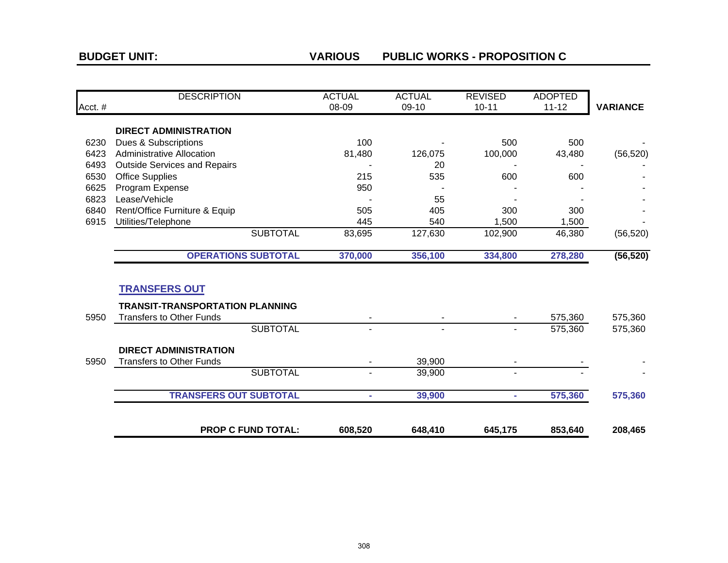**BUDGET UNIT:** **VARIOUS** **PUBLIC WORKS - PROPOSITION C**

| Acct. # | DESCRIPTION | ACTUAL 08-09 | ACTUAL 09-10 | REVISED 10-11 | ADOPTED 11-12 | VARIANCE |
|---|---|---|---|---|---|---|
| | **DIRECT ADMINISTRATION** | | | | | |
| 6230 | Dues & Subscriptions | 100 | - | 500 | 500 | - |
| 6423 | Administrative Allocation | 81,480 | 126,075 | 100,000 | 43,480 | (56,520) |
| 6493 | Outside Services and Repairs | - | 20 | - | - | - |
| 6530 | Office Supplies | 215 | 535 | 600 | 600 | - |
| 6625 | Program Expense | 950 | - | - | - | - |
| 6823 | Lease/Vehicle | - | 55 | - | - | - |
| 6840 | Rent/Office Furniture & Equip | 505 | 405 | 300 | 300 | - |
| 6915 | Utilities/Telephone | 445 | 540 | 1,500 | 1,500 | - |
| | SUBTOTAL | 83,695 | 127,630 | 102,900 | 46,380 | (56,520) |
| | **OPERATIONS SUBTOTAL** | **370,000** | **356,100** | **334,800** | **278,280** | **(56,520)** |
| | **TRANSFERS OUT** | | | | | |
| | **TRANSIT-TRANSPORTATION PLANNING** | | | | | |
| 5950 | Transfers to Other Funds | - | - | - | 575,360 | 575,360 |
| | SUBTOTAL | - | - | - | 575,360 | 575,360 |
| | **DIRECT ADMINISTRATION** | | | | | |
| 5950 | Transfers to Other Funds | - | 39,900 | - | - | - |
| | SUBTOTAL | - | 39,900 | - | - | - |
| | **TRANSFERS OUT SUBTOTAL** | **-** | **39,900** | **-** | **575,360** | **575,360** |
| | **PROP C FUND TOTAL:** | **608,520** | **648,410** | **645,175** | **853,640** | **208,465** |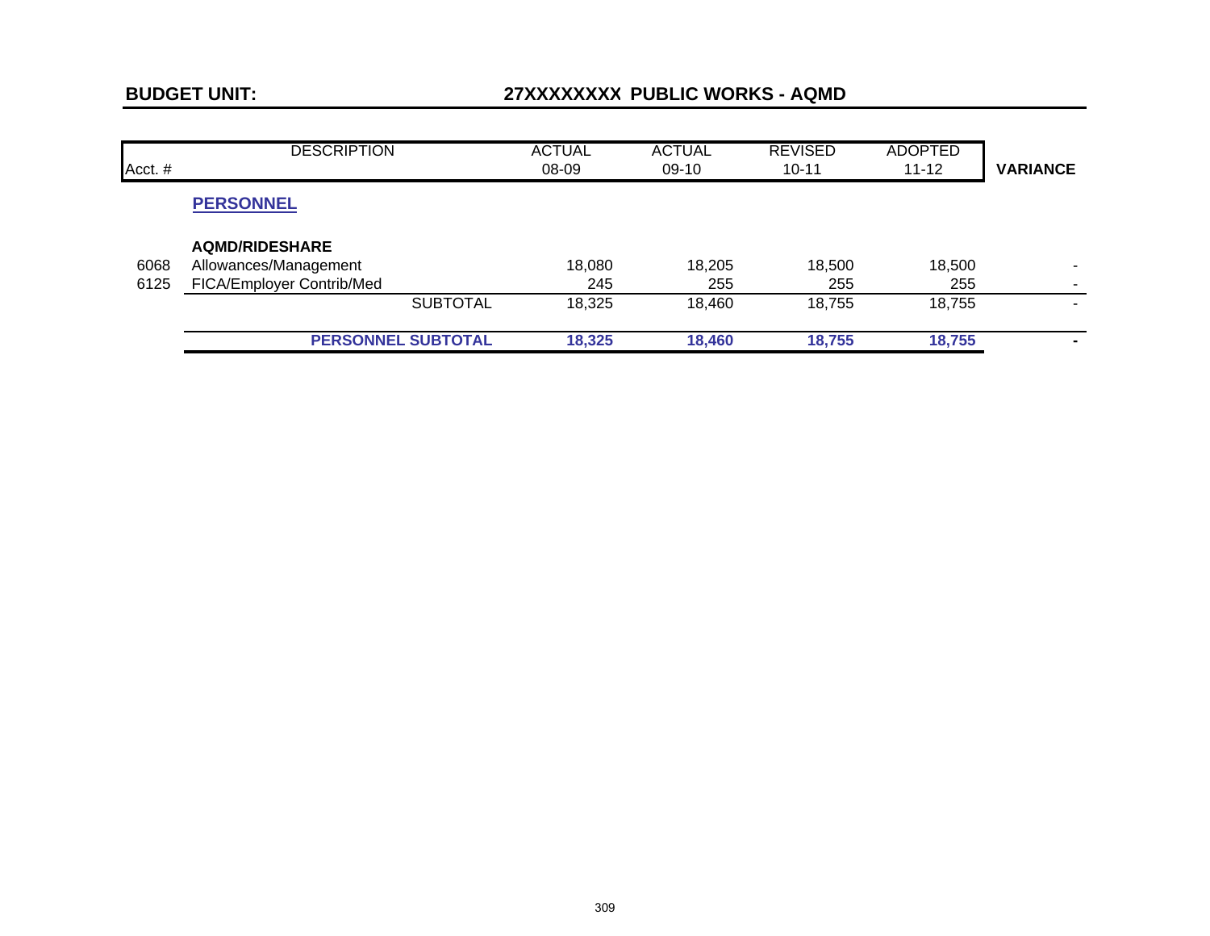**BUDGET UNIT:** **27XXXXXXXX PUBLIC WORKS - AQMD**

| Acct. # | DESCRIPTION | ACTUAL 08-09 | ACTUAL 09-10 | REVISED 10-11 | ADOPTED 11-12 | VARIANCE |
|---|---|---|---|---|---|---|
| | **PERSONNEL** | | | | | |
| | **AQMD/RIDESHARE** | | | | | |
| 6068 | Allowances/Management | 18,080 | 18,205 | 18,500 | 18,500 | - |
| 6125 | FICA/Employer Contrib/Med | 245 | 255 | 255 | 255 | - |
| | SUBTOTAL | 18,325 | 18,460 | 18,755 | 18,755 | - |
| | **PERSONNEL SUBTOTAL** | **18,325** | **18,460** | **18,755** | **18,755** | **-** |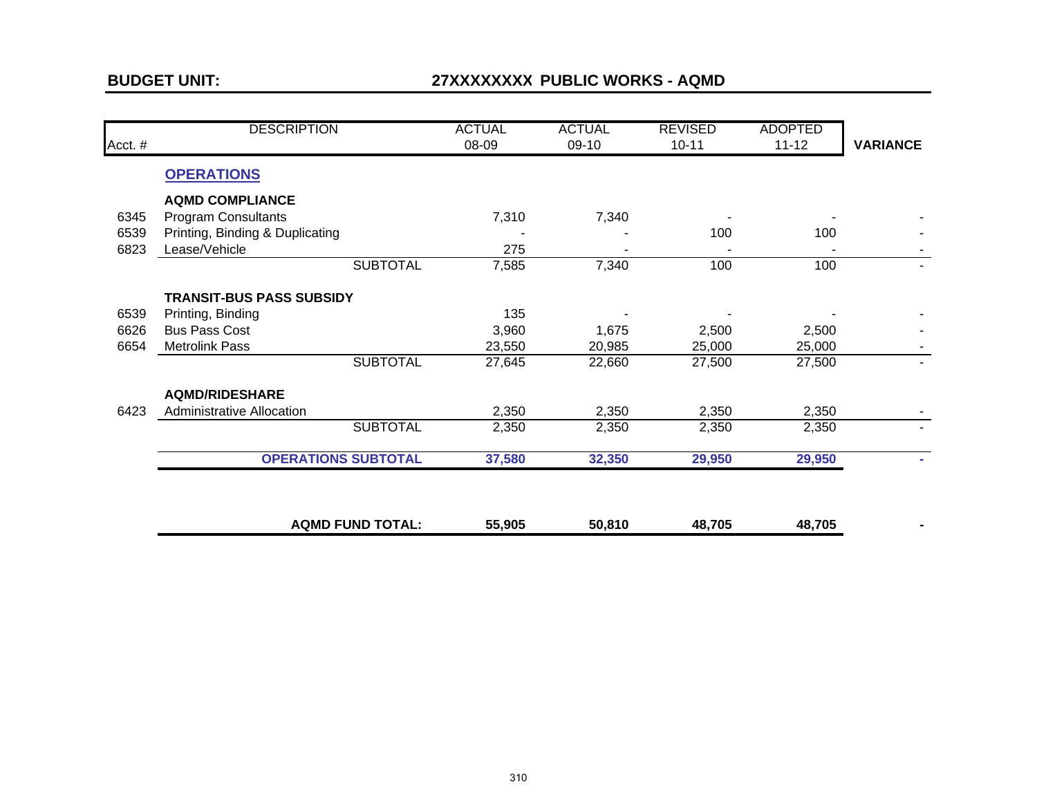**BUDGET UNIT:** **27XXXXXXXX PUBLIC WORKS - AQMD**

| Acct. # | DESCRIPTION | ACTUAL 08-09 | ACTUAL 09-10 | REVISED 10-11 | ADOPTED 11-12 | VARIANCE |
|---|---|---|---|---|---|---|
| | **OPERATIONS** | | | | | |
| | **AQMD COMPLIANCE** | | | | | |
| 6345 | Program Consultants | 7,310 | 7,340 | - | - | - |
| 6539 | Printing, Binding & Duplicating | - | - | 100 | 100 | - |
| 6823 | Lease/Vehicle | 275 | - | - | - | - |
| | SUBTOTAL | 7,585 | 7,340 | 100 | 100 | - |
| | **TRANSIT-BUS PASS SUBSIDY** | | | | | |
| 6539 | Printing, Binding | 135 | - | - | - | - |
| 6626 | Bus Pass Cost | 3,960 | 1,675 | 2,500 | 2,500 | - |
| 6654 | Metrolink Pass | 23,550 | 20,985 | 25,000 | 25,000 | - |
| | SUBTOTAL | 27,645 | 22,660 | 27,500 | 27,500 | - |
| | **AQMD/RIDESHARE** | | | | | |
| 6423 | Administrative Allocation | 2,350 | 2,350 | 2,350 | 2,350 | - |
| | SUBTOTAL | 2,350 | 2,350 | 2,350 | 2,350 | - |
| | **OPERATIONS SUBTOTAL** | **37,580** | **32,350** | **29,950** | **29,950** | **-** |
| | **AQMD FUND TOTAL:** | **55,905** | **50,810** | **48,705** | **48,705** | **-** |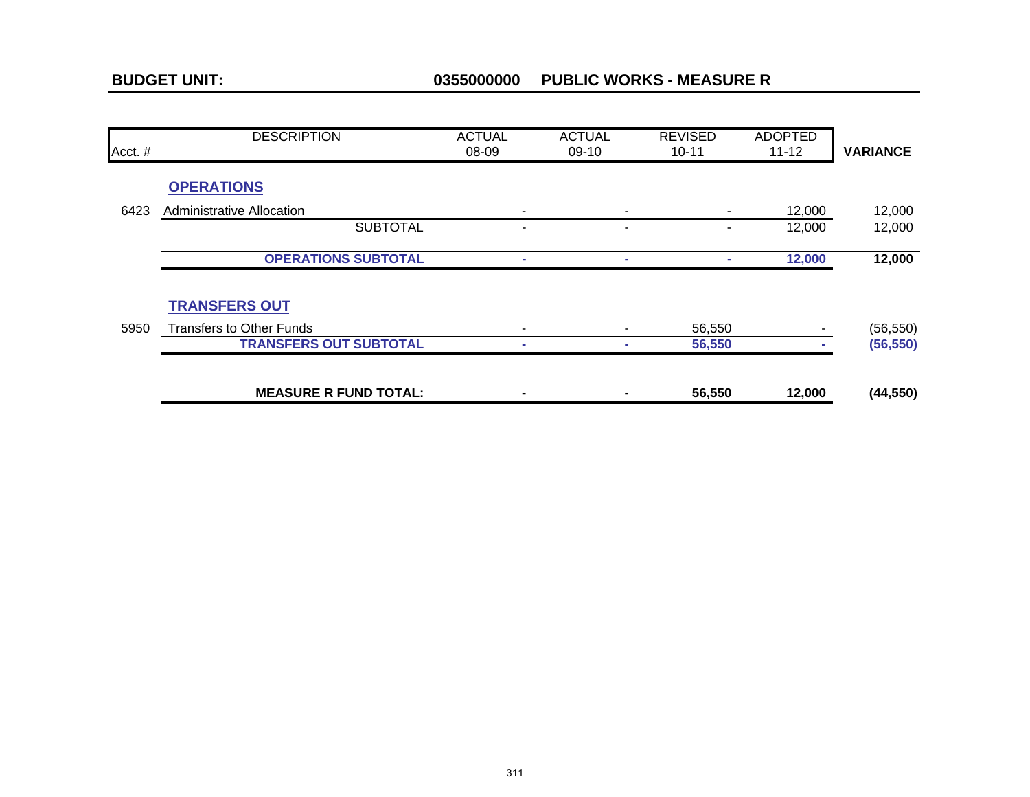**BUDGET UNIT:** **0355000000 PUBLIC WORKS - MEASURE R**

| Acct. # | DESCRIPTION | ACTUAL 08-09 | ACTUAL 09-10 | REVISED 10-11 | ADOPTED 11-12 | VARIANCE |
|---|---|---|---|---|---|---|
| | **OPERATIONS** | | | | | |
| 6423 | Administrative Allocation | - | - | - | 12,000 | 12,000 |
| | SUBTOTAL | - | - | - | 12,000 | 12,000 |
| | **OPERATIONS SUBTOTAL** | **-** | **-** | **-** | **12,000** | **12,000** |
| | **TRANSFERS OUT** | | | | | |
| 5950 | Transfers to Other Funds | - | - | 56,550 | - | (56,550) |
| | **TRANSFERS OUT SUBTOTAL** | **-** | **-** | **56,550** | **-** | **(56,550)** |
| | **MEASURE R FUND TOTAL:** | **-** | **-** | **56,550** | **12,000** | **(44,550)** |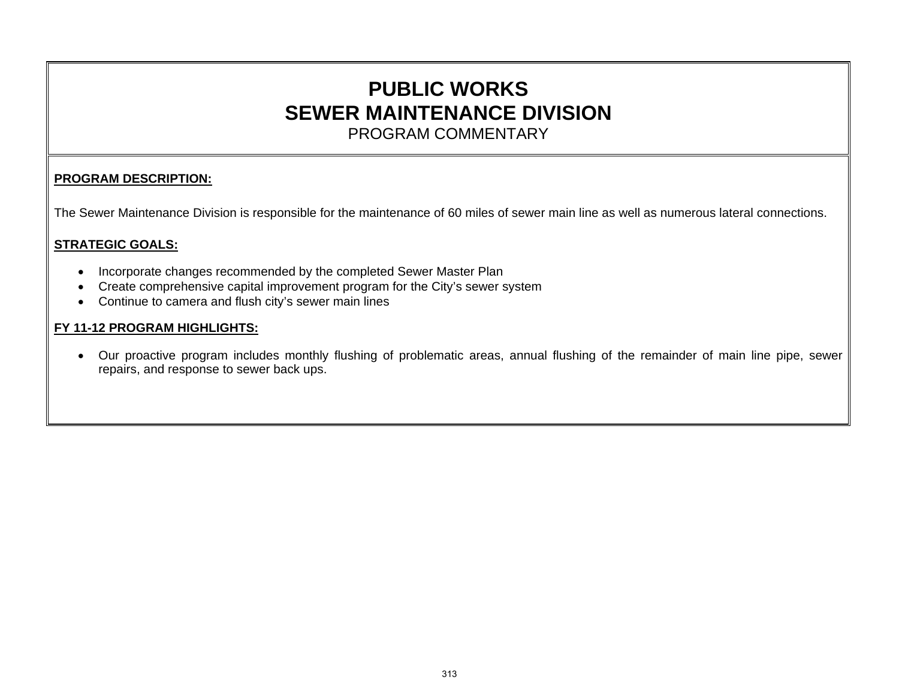# PUBLIC WORKS
# SEWER MAINTENANCE DIVISION
PROGRAM COMMENTARY

**PROGRAM DESCRIPTION:**

The Sewer Maintenance Division is responsible for the maintenance of 60 miles of sewer main line as well as numerous lateral connections.

**STRATEGIC GOALS:**

- Incorporate changes recommended by the completed Sewer Master Plan
- Create comprehensive capital improvement program for the City's sewer system
- Continue to camera and flush city's sewer main lines

**FY 11-12 PROGRAM HIGHLIGHTS:**

- Our proactive program includes monthly flushing of problematic areas, annual flushing of the remainder of main line pipe, sewer repairs, and response to sewer back ups.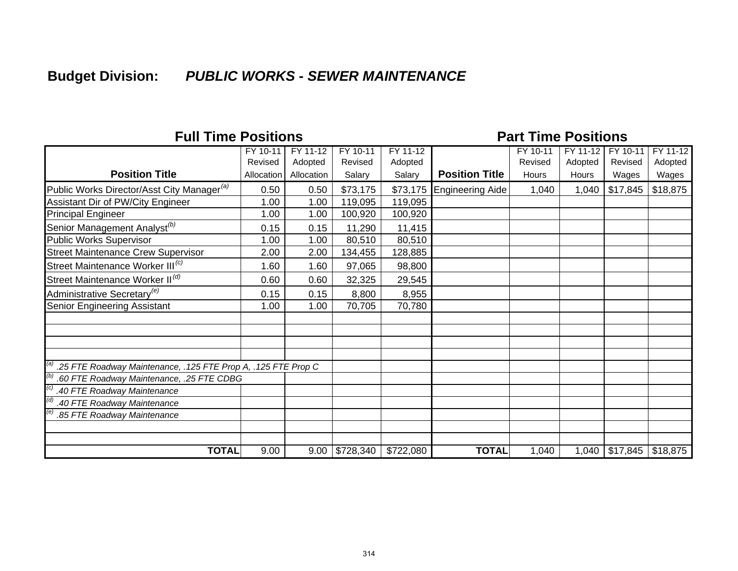**Budget Division:** ***PUBLIC WORKS - SEWER MAINTENANCE***

| **Full Time Positions** | | | | | **Part Time Positions** | | | | |
|---|---|---|---|---|---|---|---|---|---|
| **Position Title** | FY 10-11 Revised Allocation | FY 11-12 Adopted Allocation | FY 10-11 Revised Salary | FY 11-12 Adopted Salary | **Position Title** | FY 10-11 Revised Hours | FY 11-12 Adopted Hours | FY 10-11 Revised Wages | FY 11-12 Adopted Wages |
| Public Works Director/Asst City Manager[a] | 0.50 | 0.50 | $73,175 | $73,175 | Engineering Aide | 1,040 | 1,040 | $17,845 | $18,875 |
| Assistant Dir of PW/City Engineer | 1.00 | 1.00 | 119,095 | 119,095 | | | | | |
| Principal Engineer | 1.00 | 1.00 | 100,920 | 100,920 | | | | | |
| Senior Management Analyst[b] | 0.15 | 0.15 | 11,290 | 11,415 | | | | | |
| Public Works Supervisor | 1.00 | 1.00 | 80,510 | 80,510 | | | | | |
| Street Maintenance Crew Supervisor | 2.00 | 2.00 | 134,455 | 128,885 | | | | | |
| Street Maintenance Worker III[c] | 1.60 | 1.60 | 97,065 | 98,800 | | | | | |
| Street Maintenance Worker II[d] | 0.60 | 0.60 | 32,325 | 29,545 | | | | | |
| Administrative Secretary[e] | 0.15 | 0.15 | 8,800 | 8,955 | | | | | |
| Senior Engineering Assistant | 1.00 | 1.00 | 70,705 | 70,780 | | | | | |
| *[a] .25 FTE Roadway Maintenance, .125 FTE Prop A, .125 FTE Prop C* | | | | | | | | | |
| *[b] .60 FTE Roadway Maintenance, .25 FTE CDBG* | | | | | | | | | |
| *[c] .40 FTE Roadway Maintenance* | | | | | | | | | |
| *[d] .40 FTE Roadway Maintenance* | | | | | | | | | |
| *[e] .85 FTE Roadway Maintenance* | | | | | | | | | |
| **TOTAL** | 9.00 | 9.00 | $728,340 | $722,080 | **TOTAL** | 1,040 | 1,040 | $17,845 | $18,875 |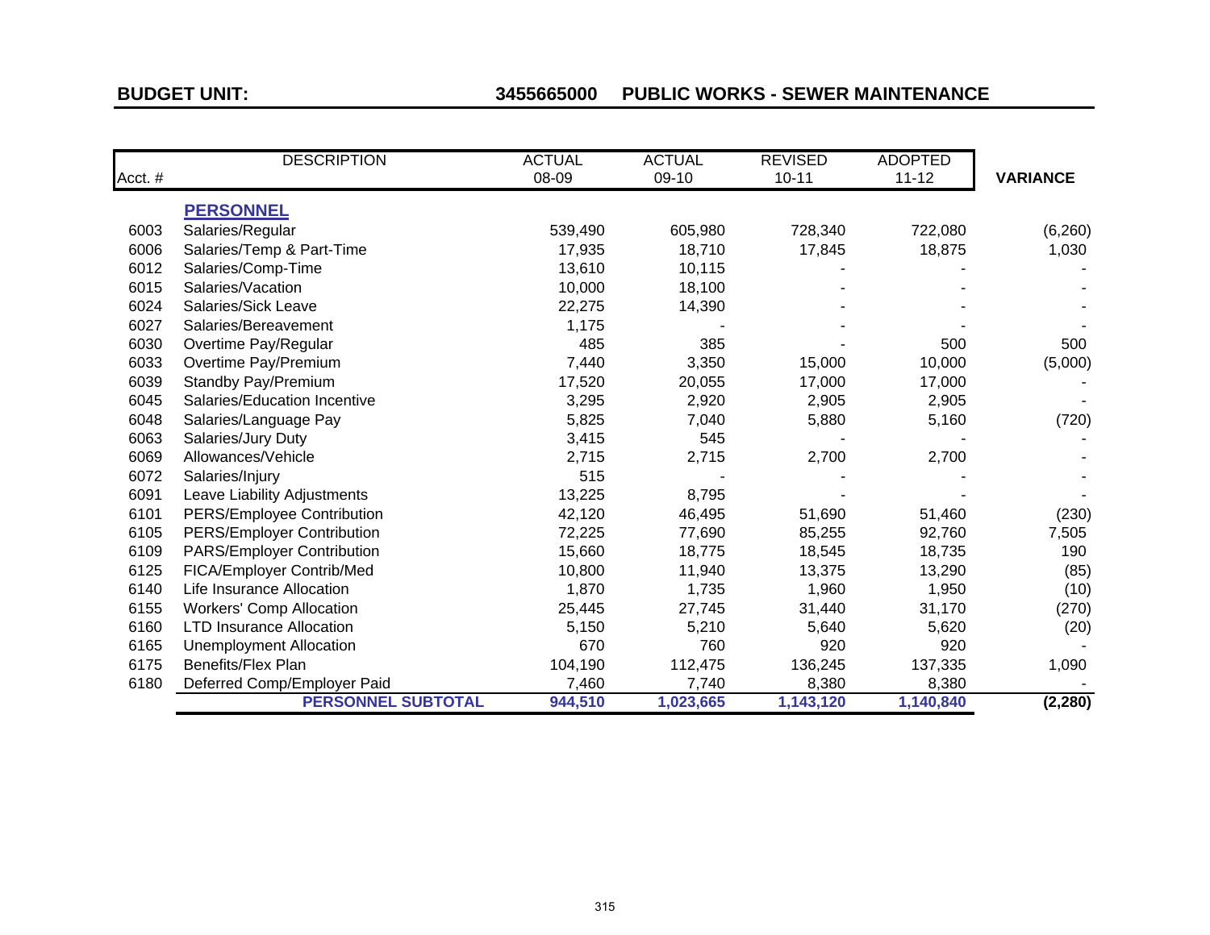**BUDGET UNIT:** **3455665000 PUBLIC WORKS - SEWER MAINTENANCE**

| Acct. # | DESCRIPTION | ACTUAL 08-09 | ACTUAL 09-10 | REVISED 10-11 | ADOPTED 11-12 | VARIANCE |
|---|---|---|---|---|---|---|
| | **PERSONNEL** | | | | | |
| 6003 | Salaries/Regular | 539,490 | 605,980 | 728,340 | 722,080 | (6,260) |
| 6006 | Salaries/Temp & Part-Time | 17,935 | 18,710 | 17,845 | 18,875 | 1,030 |
| 6012 | Salaries/Comp-Time | 13,610 | 10,115 | - | - | - |
| 6015 | Salaries/Vacation | 10,000 | 18,100 | - | - | - |
| 6024 | Salaries/Sick Leave | 22,275 | 14,390 | - | - | - |
| 6027 | Salaries/Bereavement | 1,175 | - | - | - | - |
| 6030 | Overtime Pay/Regular | 485 | 385 | - | 500 | 500 |
| 6033 | Overtime Pay/Premium | 7,440 | 3,350 | 15,000 | 10,000 | (5,000) |
| 6039 | Standby Pay/Premium | 17,520 | 20,055 | 17,000 | 17,000 | - |
| 6045 | Salaries/Education Incentive | 3,295 | 2,920 | 2,905 | 2,905 | - |
| 6048 | Salaries/Language Pay | 5,825 | 7,040 | 5,880 | 5,160 | (720) |
| 6063 | Salaries/Jury Duty | 3,415 | 545 | - | - | - |
| 6069 | Allowances/Vehicle | 2,715 | 2,715 | 2,700 | 2,700 | - |
| 6072 | Salaries/Injury | 515 | - | - | - | - |
| 6091 | Leave Liability Adjustments | 13,225 | 8,795 | - | - | - |
| 6101 | PERS/Employee Contribution | 42,120 | 46,495 | 51,690 | 51,460 | (230) |
| 6105 | PERS/Employer Contribution | 72,225 | 77,690 | 85,255 | 92,760 | 7,505 |
| 6109 | PARS/Employer Contribution | 15,660 | 18,775 | 18,545 | 18,735 | 190 |
| 6125 | FICA/Employer Contrib/Med | 10,800 | 11,940 | 13,375 | 13,290 | (85) |
| 6140 | Life Insurance Allocation | 1,870 | 1,735 | 1,960 | 1,950 | (10) |
| 6155 | Workers' Comp Allocation | 25,445 | 27,745 | 31,440 | 31,170 | (270) |
| 6160 | LTD Insurance Allocation | 5,150 | 5,210 | 5,640 | 5,620 | (20) |
| 6165 | Unemployment Allocation | 670 | 760 | 920 | 920 | - |
| 6175 | Benefits/Flex Plan | 104,190 | 112,475 | 136,245 | 137,335 | 1,090 |
| 6180 | Deferred Comp/Employer Paid | 7,460 | 7,740 | 8,380 | 8,380 | - |
| | **PERSONNEL SUBTOTAL** | **944,510** | **1,023,665** | **1,143,120** | **1,140,840** | **(2,280)** |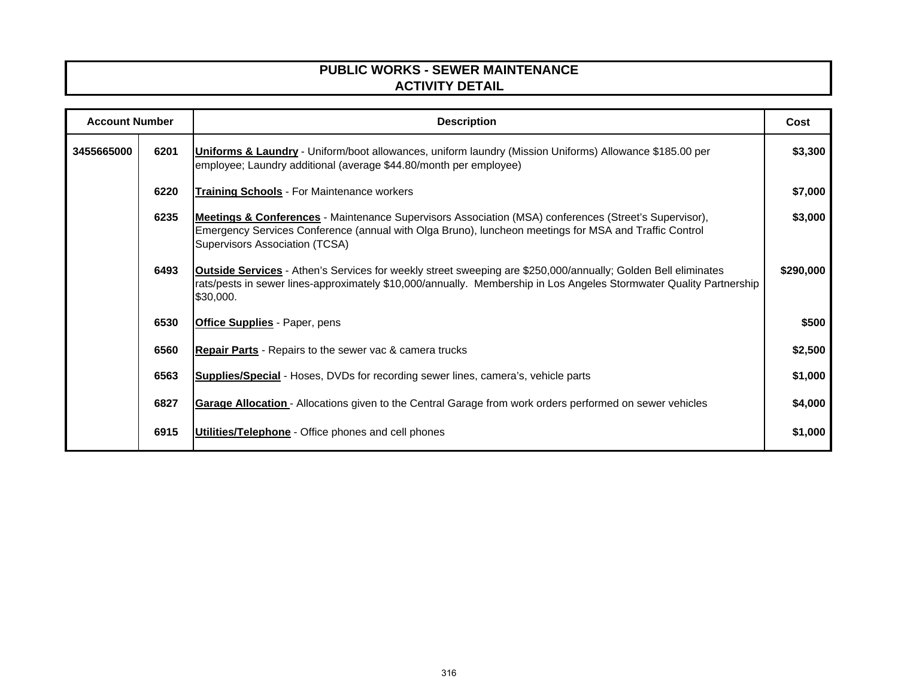# PUBLIC WORKS - SEWER MAINTENANCE
## ACTIVITY DETAIL

| Account Number | | Description | Cost |
|---|---|---|---|
| **3455665000** | **6201** | **Uniforms & Laundry** - Uniform/boot allowances, uniform laundry (Mission Uniforms) Allowance $185.00 per employee; Laundry additional (average $44.80/month per employee) | **$3,300** |
| | **6220** | **Training Schools** - For Maintenance workers | **$7,000** |
| | **6235** | **Meetings & Conferences** - Maintenance Supervisors Association (MSA) conferences (Street's Supervisor), Emergency Services Conference (annual with Olga Bruno), luncheon meetings for MSA and Traffic Control Supervisors Association (TCSA) | **$3,000** |
| | **6493** | **Outside Services** - Athen's Services for weekly street sweeping are $250,000/annually; Golden Bell eliminates rats/pests in sewer lines-approximately $10,000/annually. Membership in Los Angeles Stormwater Quality Partnership $30,000. | **$290,000** |
| | **6530** | **Office Supplies** - Paper, pens | **$500** |
| | **6560** | **Repair Parts** - Repairs to the sewer vac & camera trucks | **$2,500** |
| | **6563** | **Supplies/Special** - Hoses, DVDs for recording sewer lines, camera's, vehicle parts | **$1,000** |
| | **6827** | **Garage Allocation** - Allocations given to the Central Garage from work orders performed on sewer vehicles | **$4,000** |
| | **6915** | **Utilities/Telephone** - Office phones and cell phones | **$1,000** |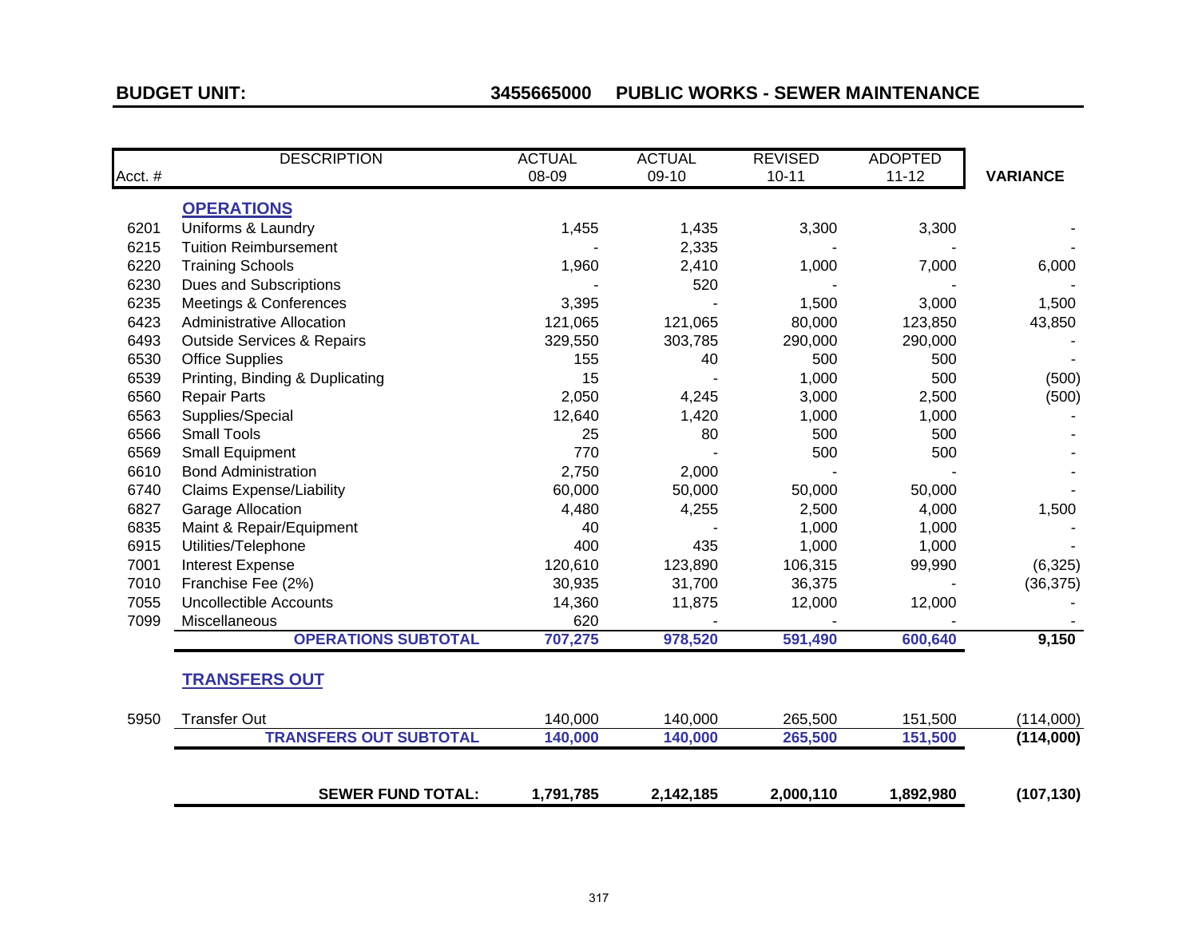**BUDGET UNIT:** 3455665000 **PUBLIC WORKS - SEWER MAINTENANCE**

| Acct. # | DESCRIPTION | ACTUAL 08-09 | ACTUAL 09-10 | REVISED 10-11 | ADOPTED 11-12 | VARIANCE |
|---|---|---|---|---|---|---|
| | **OPERATIONS** | | | | | |
| 6201 | Uniforms & Laundry | 1,455 | 1,435 | 3,300 | 3,300 | - |
| 6215 | Tuition Reimbursement | - | 2,335 | - | - | - |
| 6220 | Training Schools | 1,960 | 2,410 | 1,000 | 7,000 | 6,000 |
| 6230 | Dues and Subscriptions | - | 520 | - | - | - |
| 6235 | Meetings & Conferences | 3,395 | - | 1,500 | 3,000 | 1,500 |
| 6423 | Administrative Allocation | 121,065 | 121,065 | 80,000 | 123,850 | 43,850 |
| 6493 | Outside Services & Repairs | 329,550 | 303,785 | 290,000 | 290,000 | - |
| 6530 | Office Supplies | 155 | 40 | 500 | 500 | - |
| 6539 | Printing, Binding & Duplicating | 15 | - | 1,000 | 500 | (500) |
| 6560 | Repair Parts | 2,050 | 4,245 | 3,000 | 2,500 | (500) |
| 6563 | Supplies/Special | 12,640 | 1,420 | 1,000 | 1,000 | - |
| 6566 | Small Tools | 25 | 80 | 500 | 500 | - |
| 6569 | Small Equipment | 770 | - | 500 | 500 | - |
| 6610 | Bond Administration | 2,750 | 2,000 | - | - | - |
| 6740 | Claims Expense/Liability | 60,000 | 50,000 | 50,000 | 50,000 | - |
| 6827 | Garage Allocation | 4,480 | 4,255 | 2,500 | 4,000 | 1,500 |
| 6835 | Maint & Repair/Equipment | 40 | - | 1,000 | 1,000 | - |
| 6915 | Utilities/Telephone | 400 | 435 | 1,000 | 1,000 | - |
| 7001 | Interest Expense | 120,610 | 123,890 | 106,315 | 99,990 | (6,325) |
| 7010 | Franchise Fee (2%) | 30,935 | 31,700 | 36,375 | - | (36,375) |
| 7055 | Uncollectible Accounts | 14,360 | 11,875 | 12,000 | 12,000 | - |
| 7099 | Miscellaneous | 620 | - | - | - | - |
| | **OPERATIONS SUBTOTAL** | **707,275** | **978,520** | **591,490** | **600,640** | **9,150** |
| | **TRANSFERS OUT** | | | | | |
| 5950 | Transfer Out | 140,000 | 140,000 | 265,500 | 151,500 | (114,000) |
| | **TRANSFERS OUT SUBTOTAL** | **140,000** | **140,000** | **265,500** | **151,500** | **(114,000)** |
| | **SEWER FUND TOTAL:** | **1,791,785** | **2,142,185** | **2,000,110** | **1,892,980** | **(107,130)** |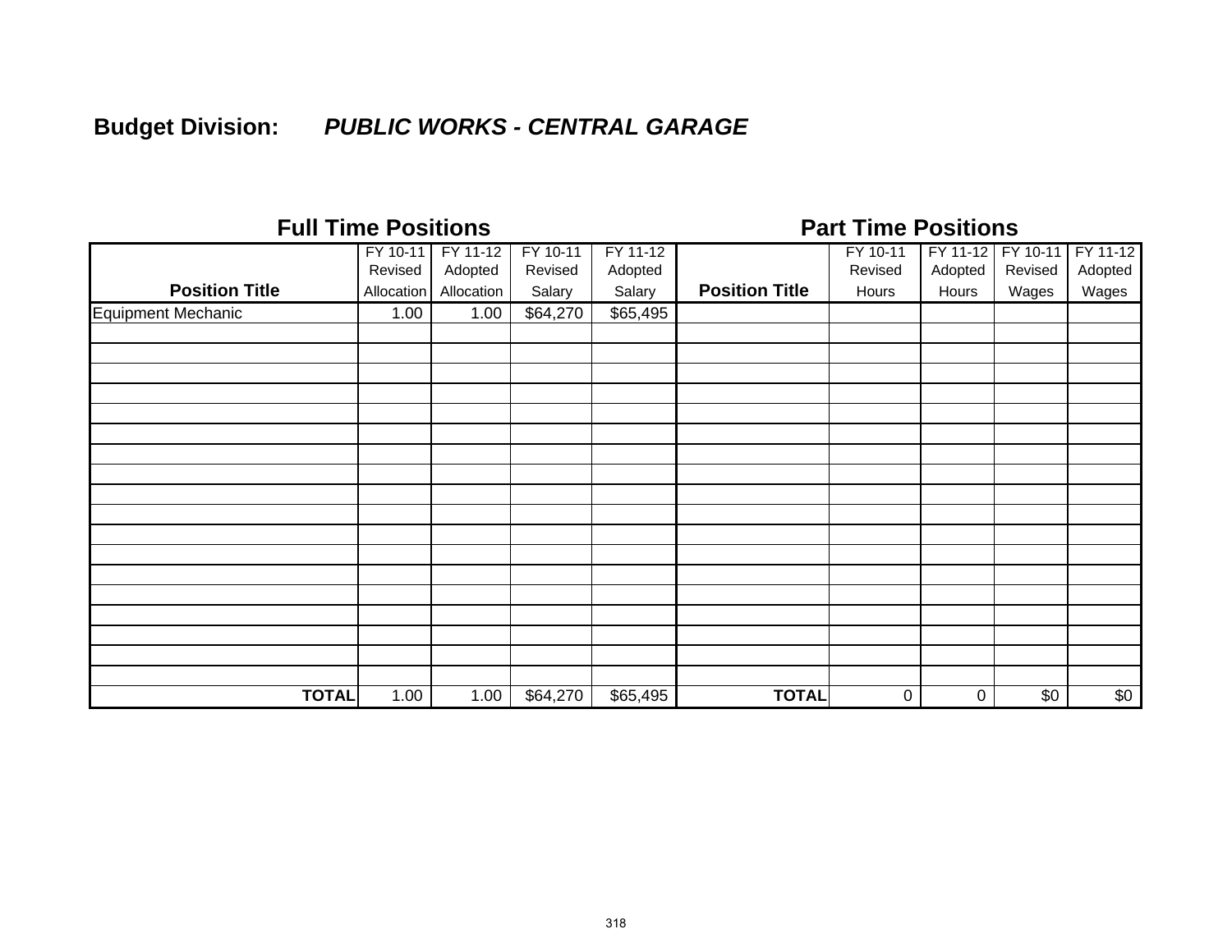**Budget Division:** ***PUBLIC WORKS - CENTRAL GARAGE***

| Full Time Positions | | | | | Part Time Positions | | | | |
|---|---|---|---|---|---|---|---|---|---|
| Position Title | FY 10-11 Revised Allocation | FY 11-12 Adopted Allocation | FY 10-11 Revised Salary | FY 11-12 Adopted Salary | Position Title | FY 10-11 Revised Hours | FY 11-12 Adopted Hours | FY 10-11 Revised Wages | FY 11-12 Adopted Wages |
| Equipment Mechanic | 1.00 | 1.00 | $64,270 | $65,495 | | | | | |
| **TOTAL** | 1.00 | 1.00 | $64,270 | $65,495 | **TOTAL** | 0 | 0 | $0 | $0 |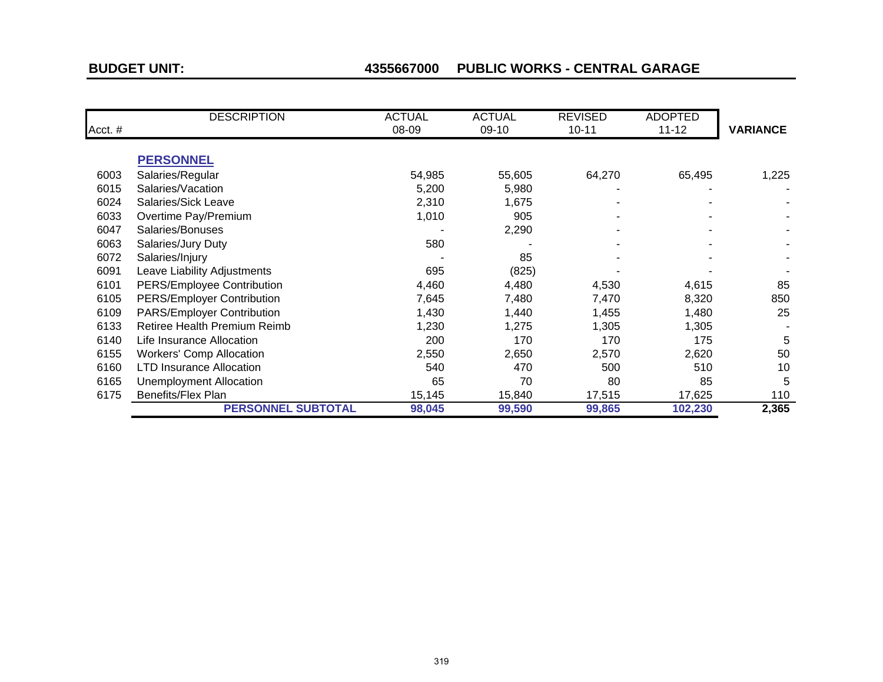**BUDGET UNIT:** **4355667000 PUBLIC WORKS - CENTRAL GARAGE**

| Acct. # | DESCRIPTION | ACTUAL 08-09 | ACTUAL 09-10 | REVISED 10-11 | ADOPTED 11-12 | VARIANCE |
|---|---|---|---|---|---|---|
| | **PERSONNEL** | | | | | |
| 6003 | Salaries/Regular | 54,985 | 55,605 | 64,270 | 65,495 | 1,225 |
| 6015 | Salaries/Vacation | 5,200 | 5,980 | - | - | - |
| 6024 | Salaries/Sick Leave | 2,310 | 1,675 | - | - | - |
| 6033 | Overtime Pay/Premium | 1,010 | 905 | - | - | - |
| 6047 | Salaries/Bonuses | - | 2,290 | - | - | - |
| 6063 | Salaries/Jury Duty | 580 | - | - | - | - |
| 6072 | Salaries/Injury | - | 85 | - | - | - |
| 6091 | Leave Liability Adjustments | 695 | (825) | - | - | - |
| 6101 | PERS/Employee Contribution | 4,460 | 4,480 | 4,530 | 4,615 | 85 |
| 6105 | PERS/Employer Contribution | 7,645 | 7,480 | 7,470 | 8,320 | 850 |
| 6109 | PARS/Employer Contribution | 1,430 | 1,440 | 1,455 | 1,480 | 25 |
| 6133 | Retiree Health Premium Reimb | 1,230 | 1,275 | 1,305 | 1,305 | - |
| 6140 | Life Insurance Allocation | 200 | 170 | 170 | 175 | 5 |
| 6155 | Workers' Comp Allocation | 2,550 | 2,650 | 2,570 | 2,620 | 50 |
| 6160 | LTD Insurance Allocation | 540 | 470 | 500 | 510 | 10 |
| 6165 | Unemployment Allocation | 65 | 70 | 80 | 85 | 5 |
| 6175 | Benefits/Flex Plan | 15,145 | 15,840 | 17,515 | 17,625 | 110 |
| | **PERSONNEL SUBTOTAL** | **98,045** | **99,590** | **99,865** | **102,230** | **2,365** |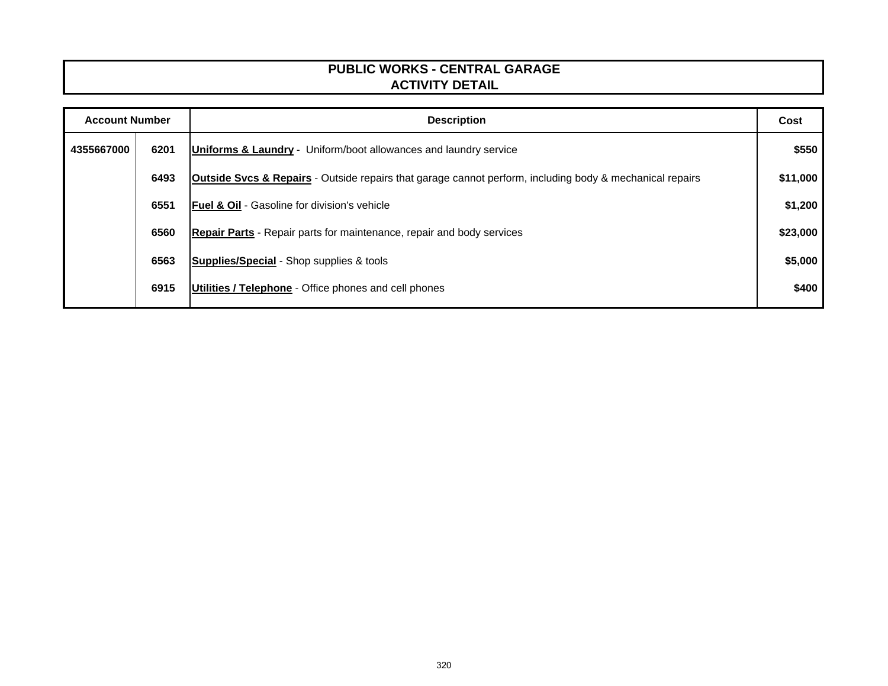# PUBLIC WORKS - CENTRAL GARAGE
## ACTIVITY DETAIL

| Account Number | | Description | Cost |
|---|---|---|---|
| **4355667000** | **6201** | **Uniforms & Laundry** - Uniform/boot allowances and laundry service | **$550** |
| | **6493** | **Outside Svcs & Repairs** - Outside repairs that garage cannot perform, including body & mechanical repairs | **$11,000** |
| | **6551** | **Fuel & Oil** - Gasoline for division's vehicle | **$1,200** |
| | **6560** | **Repair Parts** - Repair parts for maintenance, repair and body services | **$23,000** |
| | **6563** | **Supplies/Special** - Shop supplies & tools | **$5,000** |
| | **6915** | **Utilities / Telephone** - Office phones and cell phones | **$400** |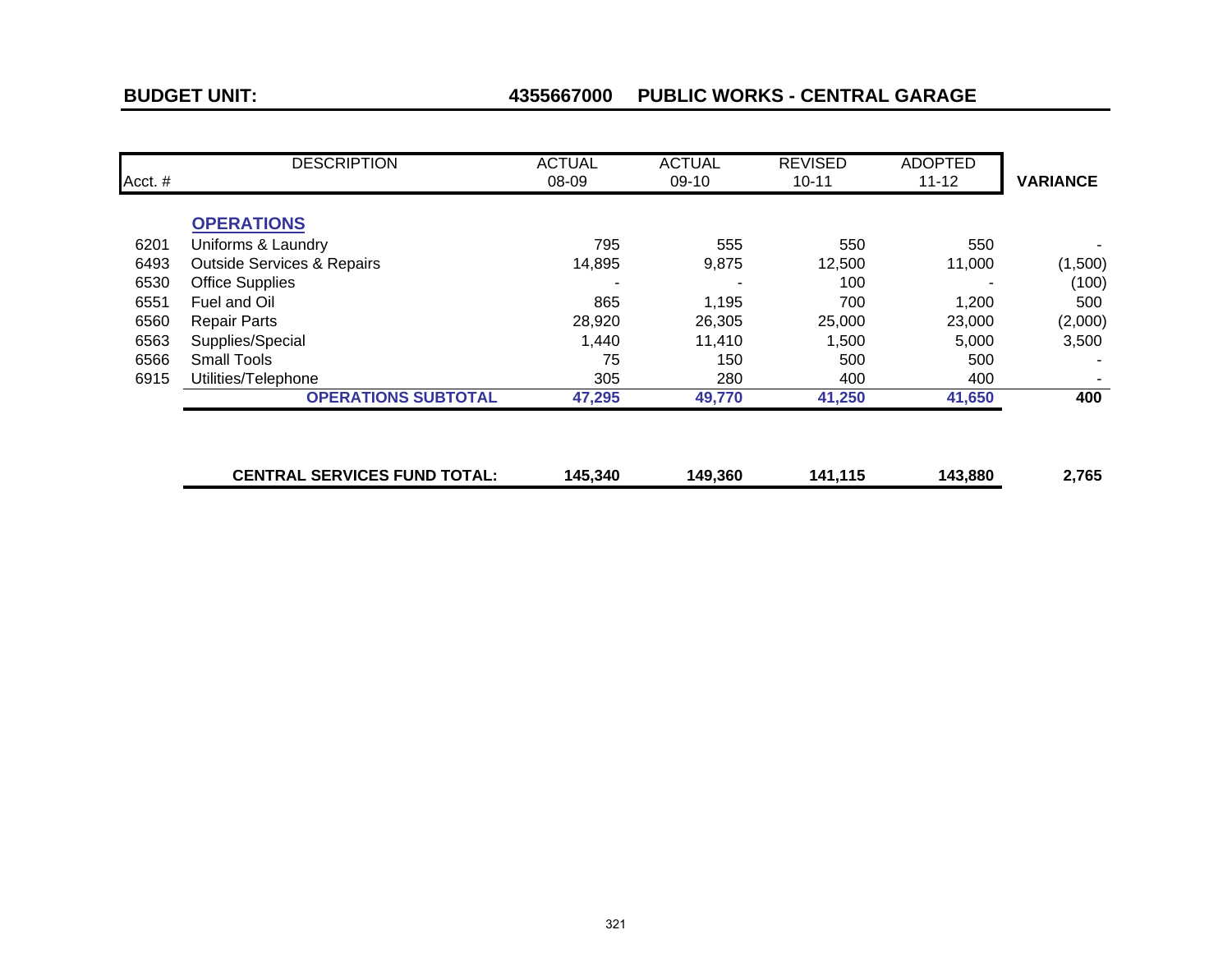**BUDGET UNIT:** **4355667000 PUBLIC WORKS - CENTRAL GARAGE**

| Acct. # | DESCRIPTION | ACTUAL 08-09 | ACTUAL 09-10 | REVISED 10-11 | ADOPTED 11-12 | VARIANCE |
|---|---|---|---|---|---|---|
| | **OPERATIONS** | | | | | |
| 6201 | Uniforms & Laundry | 795 | 555 | 550 | 550 | - |
| 6493 | Outside Services & Repairs | 14,895 | 9,875 | 12,500 | 11,000 | (1,500) |
| 6530 | Office Supplies | - | - | 100 | - | (100) |
| 6551 | Fuel and Oil | 865 | 1,195 | 700 | 1,200 | 500 |
| 6560 | Repair Parts | 28,920 | 26,305 | 25,000 | 23,000 | (2,000) |
| 6563 | Supplies/Special | 1,440 | 11,410 | 1,500 | 5,000 | 3,500 |
| 6566 | Small Tools | 75 | 150 | 500 | 500 | - |
| 6915 | Utilities/Telephone | 305 | 280 | 400 | 400 | - |
| | **OPERATIONS SUBTOTAL** | **47,295** | **49,770** | **41,250** | **41,650** | **400** |
| | **CENTRAL SERVICES FUND TOTAL:** | **145,340** | **149,360** | **141,115** | **143,880** | **2,765** |